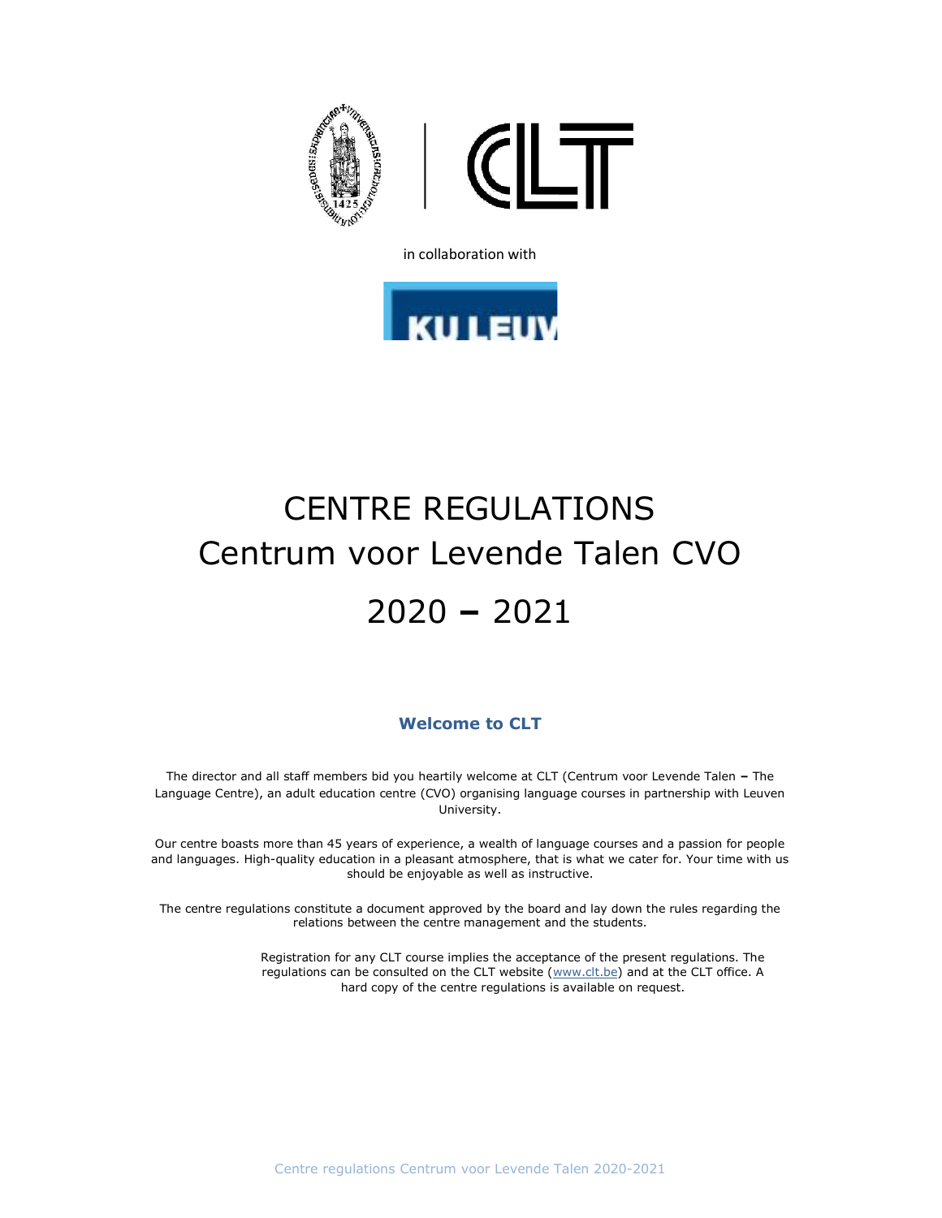in collaboration with

# CENTRE REGULATIONS
# Centrum voor Levende Talen CVO
# 2020 – 2021

## Welcome to CLT

The director and all staff members bid you heartily welcome at CLT (Centrum voor Levende Talen – The Language Centre), an adult education centre (CVO) organising language courses in partnership with Leuven University.

Our centre boasts more than 45 years of experience, a wealth of language courses and a passion for people and languages. High-quality education in a pleasant atmosphere, that is what we cater for. Your time with us should be enjoyable as well as instructive.

The centre regulations constitute a document approved by the board and lay down the rules regarding the relations between the centre management and the students.

Registration for any CLT course implies the acceptance of the present regulations. The regulations can be consulted on the CLT website (www.clt.be) and at the CLT office. A hard copy of the centre regulations is available on request.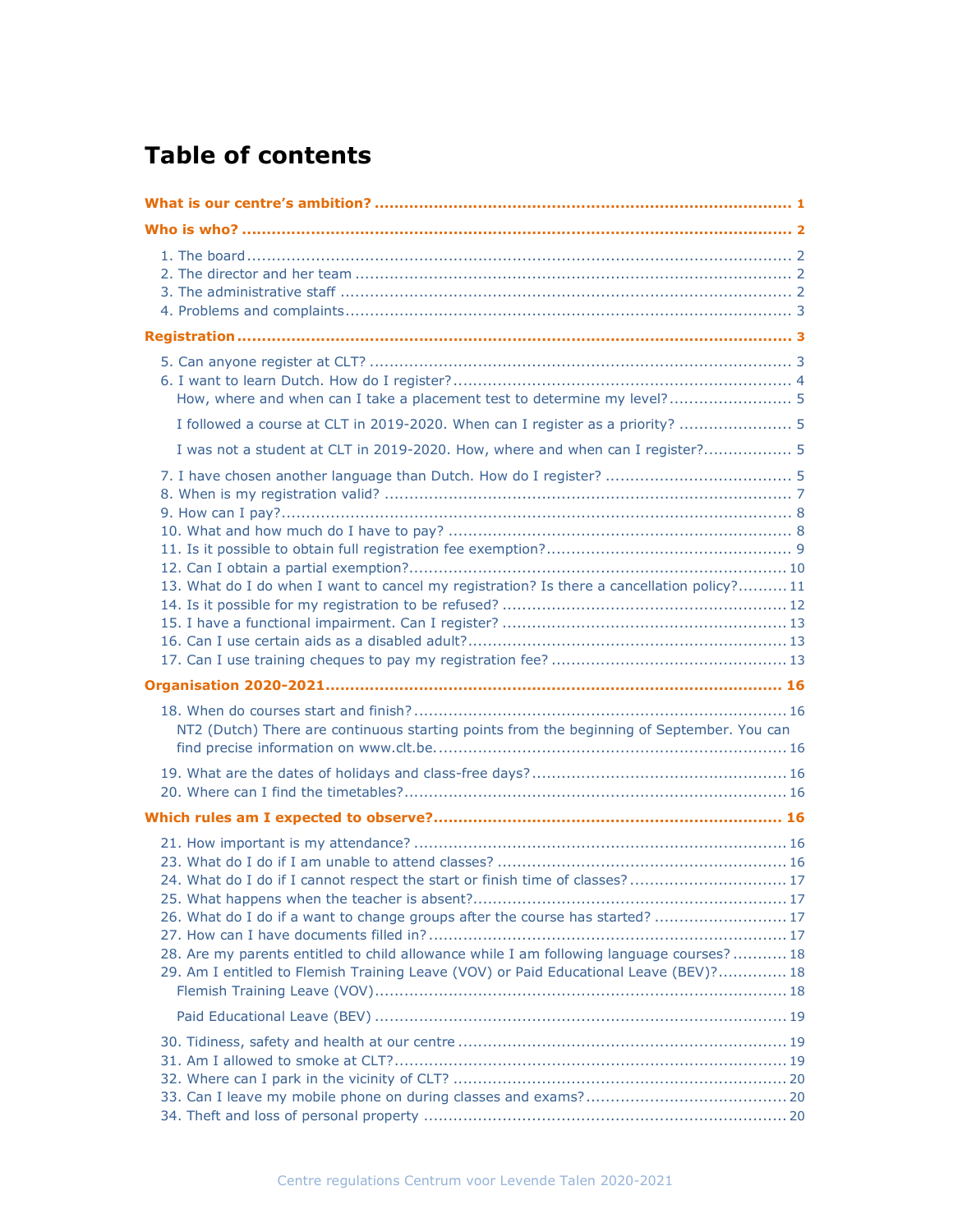# Table of contents

**What is our centre's ambition? .................................................................................... 1**

**Who is who? .................................................................................................................. 2**

1. The board ................................................................................................................ 2
2. The director and her team ......................................................................................... 2
3. The administrative staff ............................................................................................ 2
4. Problems and complaints ........................................................................................... 3

**Registration ................................................................................................................... 3**

5. Can anyone register at CLT? ...................................................................................... 3
6. I want to learn Dutch. How do I register? .................................................................... 4
   - How, where and when can I take a placement test to determine my level? ......................... 5
   - I followed a course at CLT in 2019-2020. When can I register as a priority? ........................ 5
   - I was not a student at CLT in 2019-2020. How, where and when can I register? .................. 5
7. I have chosen another language than Dutch. How do I register? ....................................... 5
8. When is my registration valid? .................................................................................... 7
9. How can I pay? ......................................................................................................... 8
10. What and how much do I have to pay? ...................................................................... 8
11. Is it possible to obtain full registration fee exemption? ................................................. 9
12. Can I obtain a partial exemption? ............................................................................. 10
13. What do I do when I want to cancel my registration? Is there a cancellation policy? .......... 11
14. Is it possible for my registration to be refused? .......................................................... 12
15. I have a functional impairment. Can I register? .......................................................... 13
16. Can I use certain aids as a disabled adult? ................................................................. 13
17. Can I use training cheques to pay my registration fee? ................................................ 13

**Organisation 2020-2021 ............................................................................................ 16**

18. When do courses start and finish? ............................................................................ 16
   - NT2 (Dutch) There are continuous starting points from the beginning of September. You can find precise information on www.clt.be. ........................................................................ 16
19. What are the dates of holidays and class-free days? .................................................... 16
20. Where can I find the timetables? .............................................................................. 16

**Which rules am I expected to observe? ...................................................................... 16**

21. How important is my attendance? ............................................................................ 16
23. What do I do if I am unable to attend classes? ........................................................... 16
24. What do I do if I cannot respect the start or finish time of classes? ................................ 17
25. What happens when the teacher is absent? ................................................................ 17
26. What do I do if a want to change groups after the course has started? ........................... 17
27. How can I have documents filled in? ......................................................................... 17
28. Are my parents entitled to child allowance while I am following language courses? ........... 18
29. Am I entitled to Flemish Training Leave (VOV) or Paid Educational Leave (BEV)? .............. 18
   - Flemish Training Leave (VOV) ................................................................................. 18
   - Paid Educational Leave (BEV) .................................................................................. 19
30. Tidiness, safety and health at our centre ................................................................... 19
31. Am I allowed to smoke at CLT? ................................................................................ 19
32. Where can I park in the vicinity of CLT? .................................................................... 20
33. Can I leave my mobile phone on during classes and exams? ......................................... 20
34. Theft and loss of personal property .......................................................................... 20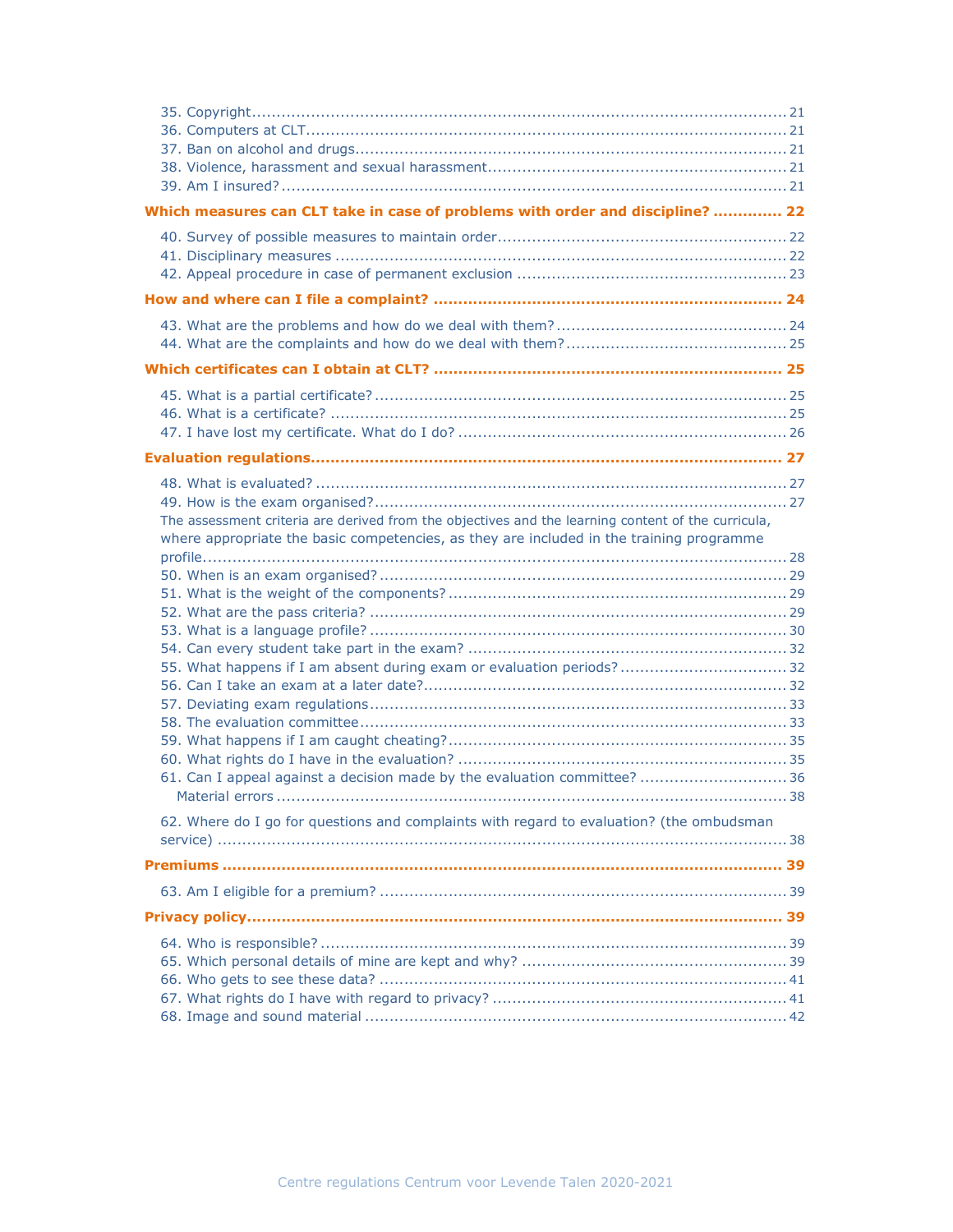35. Copyright ........................................................................................................ 21
36. Computers at CLT ............................................................................................. 21
37. Ban on alcohol and drugs ..................................................................................... 21
38. Violence, harassment and sexual harassment ................................................................ 21
39. Am I insured? ................................................................................................. 21

**Which measures can CLT take in case of problems with order and discipline? ............. 22**

40. Survey of possible measures to maintain order ............................................................ 22
41. Disciplinary measures ......................................................................................... 22
42. Appeal procedure in case of permanent exclusion .......................................................... 23

**How and where can I file a complaint? ......................................................................... 24**

43. What are the problems and how do we deal with them? .................................................... 24
44. What are the complaints and how do we deal with them? .................................................. 25

**Which certificates can I obtain at CLT? ....................................................................... 25**

45. What is a partial certificate? ................................................................................ 25
46. What is a certificate? ........................................................................................ 25
47. I have lost my certificate. What do I do? .................................................................. 26

**Evaluation regulations ............................................................................................. 27**

48. What is evaluated? ............................................................................................ 27
49. How is the exam organised? .................................................................................. 27

The assessment criteria are derived from the objectives and the learning content of the curricula, where appropriate the basic competencies, as they are included in the training programme profile ........................................................................................................ 28

50. When is an exam organised? .................................................................................. 29
51. What is the weight of the components? ...................................................................... 29
52. What are the pass criteria? ................................................................................... 29
53. What is a language profile? .................................................................................. 30
54. Can every student take part in the exam? ................................................................... 32
55. What happens if I am absent during exam or evaluation periods? ........................................ 32
56. Can I take an exam at a later date? .......................................................................... 32
57. Deviating exam regulations .................................................................................. 33
58. The evaluation committee ..................................................................................... 33
59. What happens if I am caught cheating? ...................................................................... 35
60. What rights do I have in the evaluation? .................................................................... 35
61. Can I appeal against a decision made by the evaluation committee? ..................................... 36

Material errors ...................................................................................................... 38

62. Where do I go for questions and complaints with regard to evaluation? (the ombudsman service) ............................................................................................................... 38

**Premiums ............................................................................................................. 39**

63. Am I eligible for a premium? ................................................................................. 39

**Privacy policy ........................................................................................................ 39**

64. Who is responsible? ........................................................................................... 39
65. Which personal details of mine are kept and why? ......................................................... 39
66. Who gets to see these data? .................................................................................. 41
67. What rights do I have with regard to privacy? .............................................................. 41
68. Image and sound material ..................................................................................... 42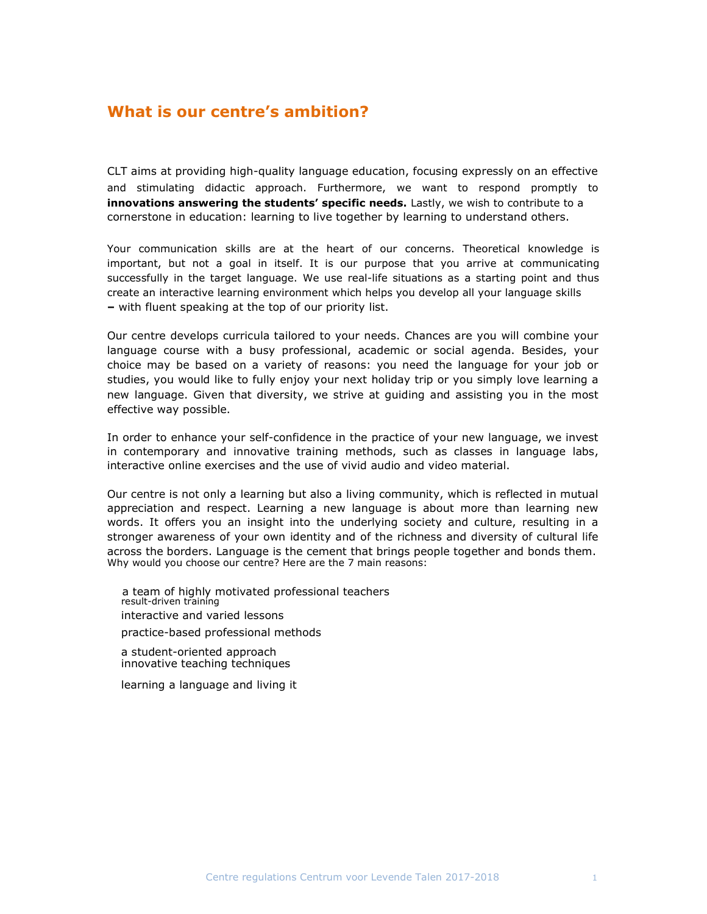## What is our centre's ambition?

CLT aims at providing high-quality language education, focusing expressly on an effective and stimulating didactic approach. Furthermore, we want to respond promptly to **innovations answering the students' specific needs.** Lastly, we wish to contribute to a cornerstone in education: learning to live together by learning to understand others.

Your communication skills are at the heart of our concerns. Theoretical knowledge is important, but not a goal in itself. It is our purpose that you arrive at communicating successfully in the target language. We use real-life situations as a starting point and thus create an interactive learning environment which helps you develop all your language skills – with fluent speaking at the top of our priority list.

Our centre develops curricula tailored to your needs. Chances are you will combine your language course with a busy professional, academic or social agenda. Besides, your choice may be based on a variety of reasons: you need the language for your job or studies, you would like to fully enjoy your next holiday trip or you simply love learning a new language. Given that diversity, we strive at guiding and assisting you in the most effective way possible.

In order to enhance your self-confidence in the practice of your new language, we invest in contemporary and innovative training methods, such as classes in language labs, interactive online exercises and the use of vivid audio and video material.

Our centre is not only a learning but also a living community, which is reflected in mutual appreciation and respect. Learning a new language is about more than learning new words. It offers you an insight into the underlying society and culture, resulting in a stronger awareness of your own identity and of the richness and diversity of cultural life across the borders. Language is the cement that brings people together and bonds them.

Why would you choose our centre? Here are the 7 main reasons:

- a team of highly motivated professional teachers
- result-driven training
- interactive and varied lessons
- practice-based professional methods
- a student-oriented approach
- innovative teaching techniques
- learning a language and living it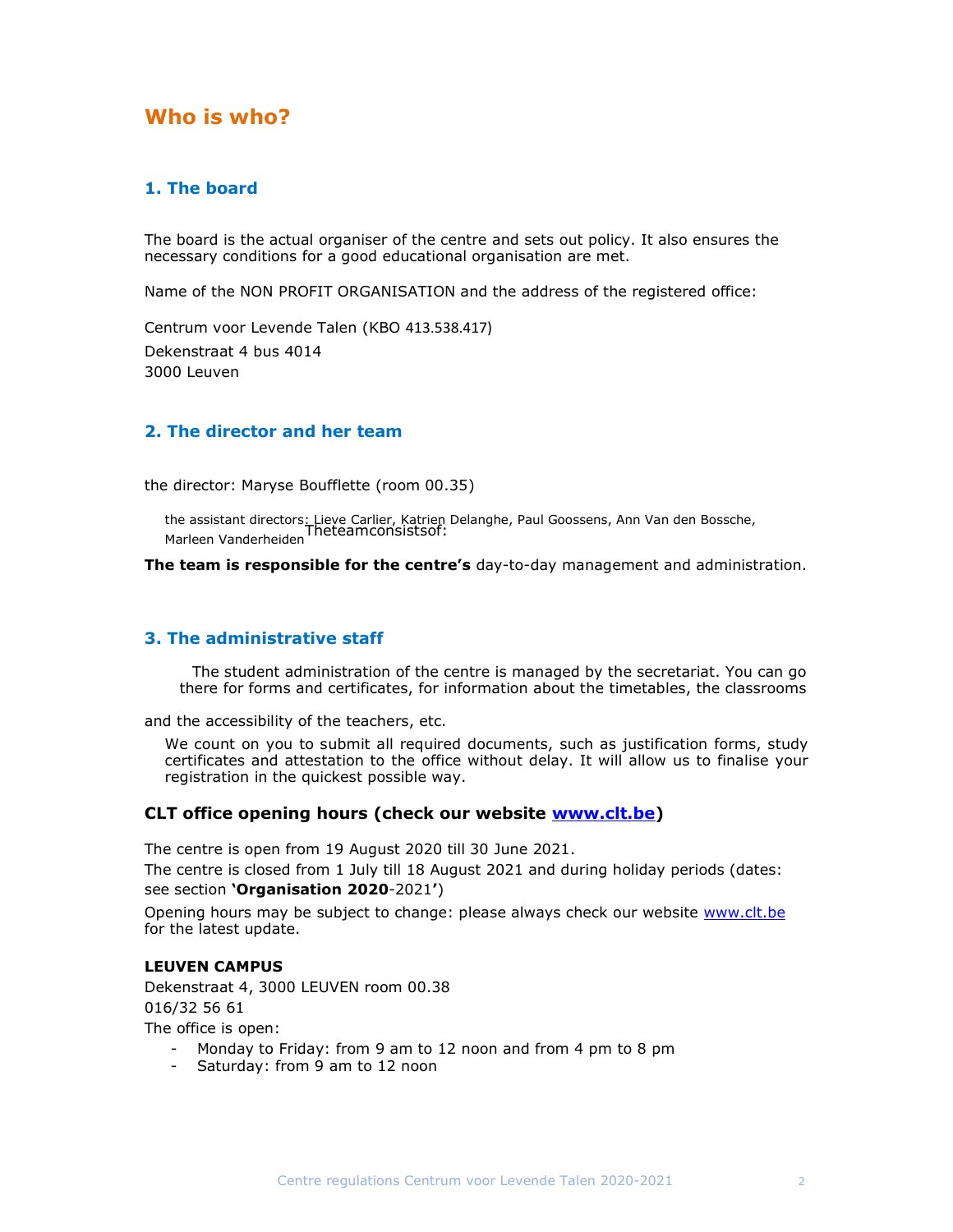# Who is who?

## 1. The board

The board is the actual organiser of the centre and sets out policy. It also ensures the necessary conditions for a good educational organisation are met.

Name of the NON PROFIT ORGANISATION and the address of the registered office:

Centrum voor Levende Talen (KBO 413.538.417)
Dekenstraat 4 bus 4014
3000 Leuven

## 2. The director and her team

The team consists of:

the director: Maryse Boufflette (room 00.35)

the assistant directors: Lieve Carlier, Katrien Delanghe, Paul Goossens, Ann Van den Bossche, Marleen Vanderheiden

**The team is responsible for the centre's** day-to-day management and administration.

## 3. The administrative staff

The student administration of the centre is managed by the secretariat. You can go there for forms and certificates, for information about the timetables, the classrooms and the accessibility of the teachers, etc.

We count on you to submit all required documents, such as justification forms, study certificates and attestation to the office without delay. It will allow us to finalise your registration in the quickest possible way.

### CLT office opening hours (check our website [www.clt.be](www.clt.be))

The centre is open from 19 August 2020 till 30 June 2021.
The centre is closed from 1 July till 18 August 2021 and during holiday periods (dates: see section **'Organisation 2020**-2021')

Opening hours may be subject to change: please always check our website [www.clt.be](www.clt.be) for the latest update.

**LEUVEN CAMPUS**
Dekenstraat 4, 3000 LEUVEN room 00.38
016/32 56 61
The office is open:

- Monday to Friday: from 9 am to 12 noon and from 4 pm to 8 pm
- Saturday: from 9 am to 12 noon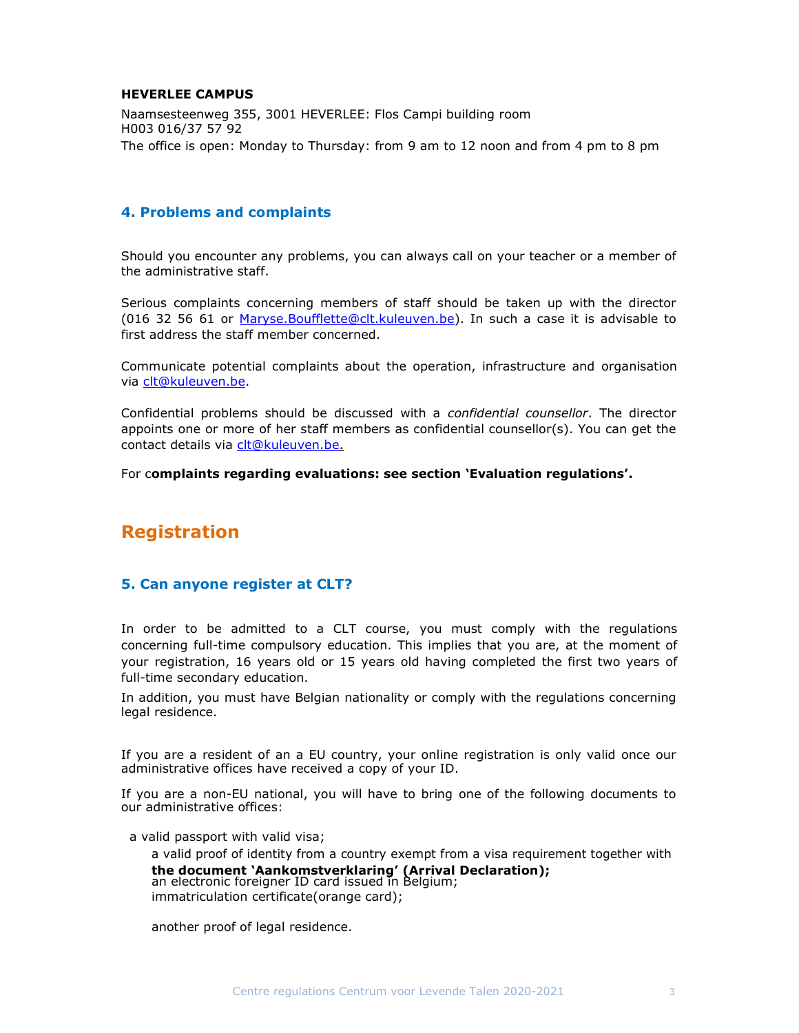**HEVERLEE CAMPUS**

Naamsesteenweg 355, 3001 HEVERLEE: Flos Campi building room H003 016/37 57 92

The office is open: Monday to Thursday: from 9 am to 12 noon and from 4 pm to 8 pm

### 4. Problems and complaints

Should you encounter any problems, you can always call on your teacher or a member of the administrative staff.

Serious complaints concerning members of staff should be taken up with the director (016 32 56 61 or Maryse.Boufflette@clt.kuleuven.be). In such a case it is advisable to first address the staff member concerned.

Communicate potential complaints about the operation, infrastructure and organisation via clt@kuleuven.be.

Confidential problems should be discussed with a *confidential counsellor*. The director appoints one or more of her staff members as confidential counsellor(s). You can get the contact details via clt@kuleuven.be.

For c**omplaints regarding evaluations: see section 'Evaluation regulations'.**

## Registration

### 5. Can anyone register at CLT?

In order to be admitted to a CLT course, you must comply with the regulations concerning full-time compulsory education. This implies that you are, at the moment of your registration, 16 years old or 15 years old having completed the first two years of full-time secondary education.

In addition, you must have Belgian nationality or comply with the regulations concerning legal residence.

If you are a resident of an a EU country, your online registration is only valid once our administrative offices have received a copy of your ID.

If you are a non-EU national, you will have to bring one of the following documents to our administrative offices:

- a valid passport with valid visa;
- a valid proof of identity from a country exempt from a visa requirement together with **the document 'Aankomstverklaring' (Arrival Declaration);**
- an electronic foreigner ID card issued in Belgium;
- immatriculation certificate(orange card);
- another proof of legal residence.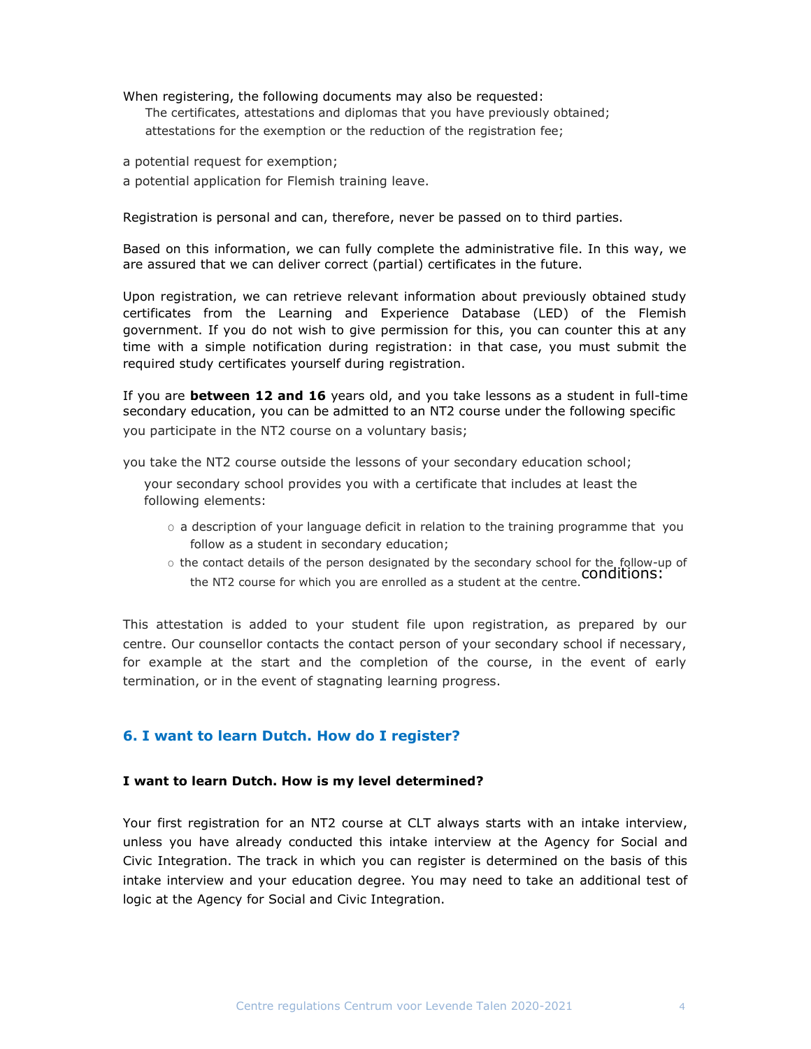When registering, the following documents may also be requested:

- The certificates, attestations and diplomas that you have previously obtained;
- attestations for the exemption or the reduction of the registration fee;
- a potential request for exemption;
- a potential application for Flemish training leave.

Registration is personal and can, therefore, never be passed on to third parties.

Based on this information, we can fully complete the administrative file. In this way, we are assured that we can deliver correct (partial) certificates in the future.

Upon registration, we can retrieve relevant information about previously obtained study certificates from the Learning and Experience Database (LED) of the Flemish government. If you do not wish to give permission for this, you can counter this at any time with a simple notification during registration: in that case, you must submit the required study certificates yourself during registration.

If you are **between 12 and 16** years old, and you take lessons as a student in full-time secondary education, you can be admitted to an NT2 course under the following specific conditions:

- you participate in the NT2 course on a voluntary basis;
- you take the NT2 course outside the lessons of your secondary education school;
- your secondary school provides you with a certificate that includes at least the following elements:
  - a description of your language deficit in relation to the training programme that you follow as a student in secondary education;
  - the contact details of the person designated by the secondary school for the follow-up of the NT2 course for which you are enrolled as a student at the centre.

This attestation is added to your student file upon registration, as prepared by our centre. Our counsellor contacts the contact person of your secondary school if necessary, for example at the start and the completion of the course, in the event of early termination, or in the event of stagnating learning progress.

## 6. I want to learn Dutch. How do I register?

### I want to learn Dutch. How is my level determined?

Your first registration for an NT2 course at CLT always starts with an intake interview, unless you have already conducted this intake interview at the Agency for Social and Civic Integration. The track in which you can register is determined on the basis of this intake interview and your education degree. You may need to take an additional test of logic at the Agency for Social and Civic Integration.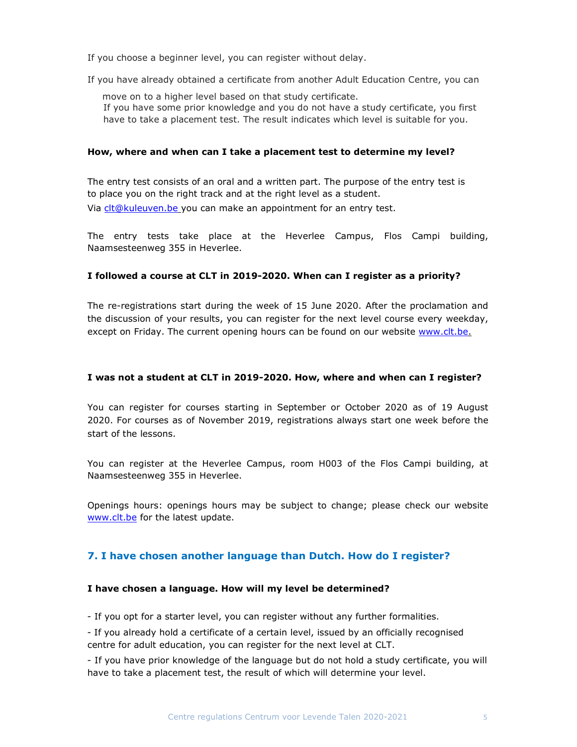If you choose a beginner level, you can register without delay.

If you have already obtained a certificate from another Adult Education Centre, you can move on to a higher level based on that study certificate.
If you have some prior knowledge and you do not have a study certificate, you first have to take a placement test. The result indicates which level is suitable for you.

**How, where and when can I take a placement test to determine my level?**

The entry test consists of an oral and a written part. The purpose of the entry test is to place you on the right track and at the right level as a student.
Via clt@kuleuven.be you can make an appointment for an entry test.

The entry tests take place at the Heverlee Campus, Flos Campi building, Naamsesteenweg 355 in Heverlee.

**I followed a course at CLT in 2019-2020. When can I register as a priority?**

The re-registrations start during the week of 15 June 2020. After the proclamation and the discussion of your results, you can register for the next level course every weekday, except on Friday. The current opening hours can be found on our website www.clt.be.

**I was not a student at CLT in 2019-2020. How, where and when can I register?**

You can register for courses starting in September or October 2020 as of 19 August 2020. For courses as of November 2019, registrations always start one week before the start of the lessons.

You can register at the Heverlee Campus, room H003 of the Flos Campi building, at Naamsesteenweg 355 in Heverlee.

Openings hours: openings hours may be subject to change; please check our website www.clt.be for the latest update.

## 7. I have chosen another language than Dutch. How do I register?

**I have chosen a language. How will my level be determined?**

- If you opt for a starter level, you can register without any further formalities.
- If you already hold a certificate of a certain level, issued by an officially recognised centre for adult education, you can register for the next level at CLT.
- If you have prior knowledge of the language but do not hold a study certificate, you will have to take a placement test, the result of which will determine your level.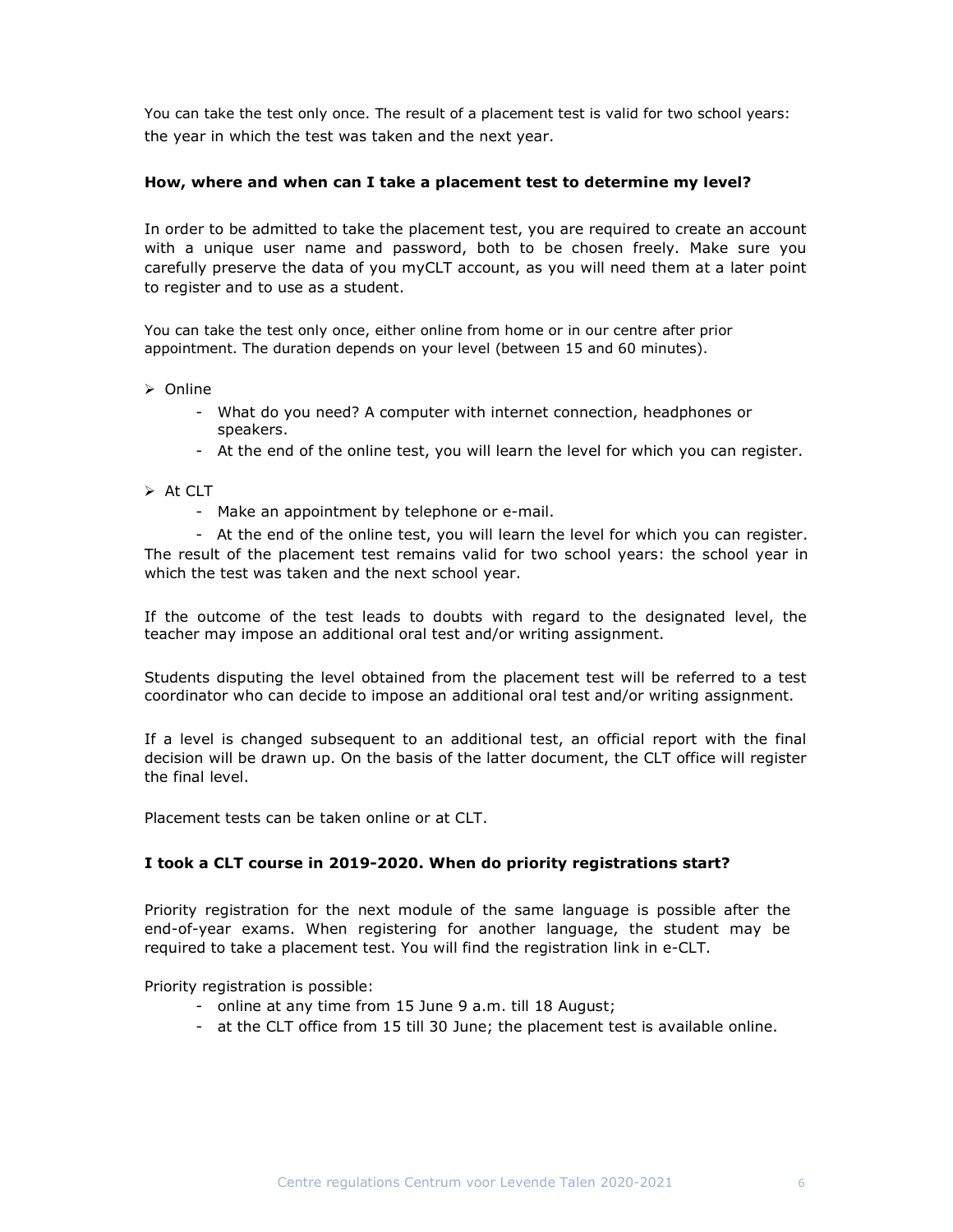You can take the test only once. The result of a placement test is valid for two school years: the year in which the test was taken and the next year.

**How, where and when can I take a placement test to determine my level?**

In order to be admitted to take the placement test, you are required to create an account with a unique user name and password, both to be chosen freely. Make sure you carefully preserve the data of you myCLT account, as you will need them at a later point to register and to use as a student.

You can take the test only once, either online from home or in our centre after prior appointment. The duration depends on your level (between 15 and 60 minutes).

- Online
  - What do you need? A computer with internet connection, headphones or speakers.
  - At the end of the online test, you will learn the level for which you can register.

- At CLT
  - Make an appointment by telephone or e-mail.
  - At the end of the online test, you will learn the level for which you can register.

The result of the placement test remains valid for two school years: the school year in which the test was taken and the next school year.

If the outcome of the test leads to doubts with regard to the designated level, the teacher may impose an additional oral test and/or writing assignment.

Students disputing the level obtained from the placement test will be referred to a test coordinator who can decide to impose an additional oral test and/or writing assignment.

If a level is changed subsequent to an additional test, an official report with the final decision will be drawn up. On the basis of the latter document, the CLT office will register the final level.

Placement tests can be taken online or at CLT.

**I took a CLT course in 2019-2020. When do priority registrations start?**

Priority registration for the next module of the same language is possible after the end-of-year exams. When registering for another language, the student may be required to take a placement test. You will find the registration link in e-CLT.

Priority registration is possible:

- online at any time from 15 June 9 a.m. till 18 August;
- at the CLT office from 15 till 30 June; the placement test is available online.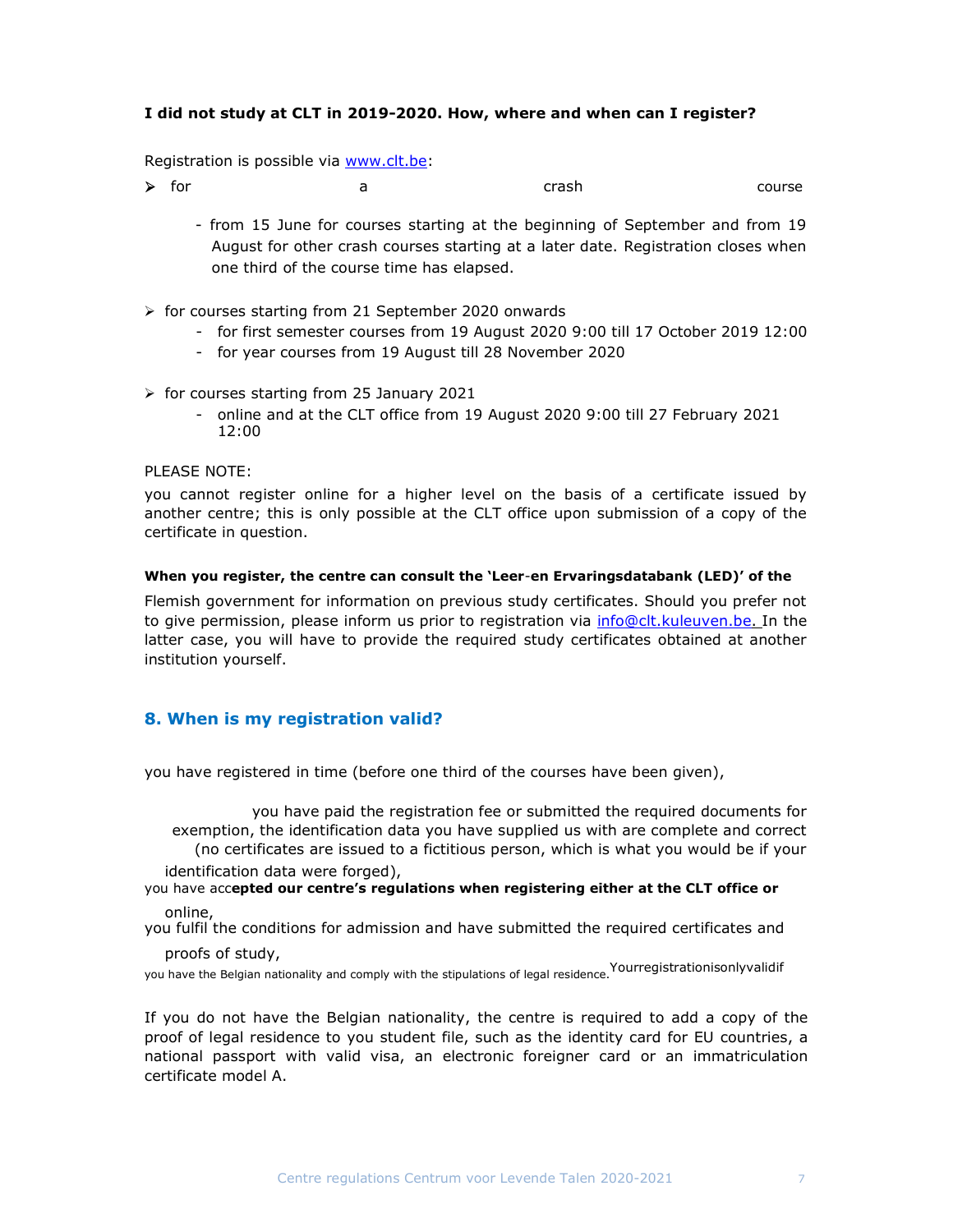**I did not study at CLT in 2019-2020. How, where and when can I register?**

Registration is possible via www.clt.be:

- for a crash course
  - from 15 June for courses starting at the beginning of September and from 19 August for other crash courses starting at a later date. Registration closes when one third of the course time has elapsed.

- for courses starting from 21 September 2020 onwards
  - for first semester courses from 19 August 2020 9:00 till 17 October 2019 12:00
  - for year courses from 19 August till 28 November 2020

- for courses starting from 25 January 2021
  - online and at the CLT office from 19 August 2020 9:00 till 27 February 2021 12:00

PLEASE NOTE:

you cannot register online for a higher level on the basis of a certificate issued by another centre; this is only possible at the CLT office upon submission of a copy of the certificate in question.

**When you register, the centre can consult the 'Leer-en Ervaringsdatabank (LED)' of the** Flemish government for information on previous study certificates. Should you prefer not to give permission, please inform us prior to registration via info@clt.kuleuven.be. In the latter case, you will have to provide the required study certificates obtained at another institution yourself.

## 8. When is my registration valid?

Your registration is only valid if

you have registered in time (before one third of the courses have been given),

you have paid the registration fee or submitted the required documents for exemption, the identification data you have supplied us with are complete and correct (no certificates are issued to a fictitious person, which is what you would be if your identification data were forged),

you have accepted our centre's regulations when registering either at the CLT office or online,

you fulfil the conditions for admission and have submitted the required certificates and proofs of study,

you have the Belgian nationality and comply with the stipulations of legal residence.

If you do not have the Belgian nationality, the centre is required to add a copy of the proof of legal residence to you student file, such as the identity card for EU countries, a national passport with valid visa, an electronic foreigner card or an immatriculation certificate model A.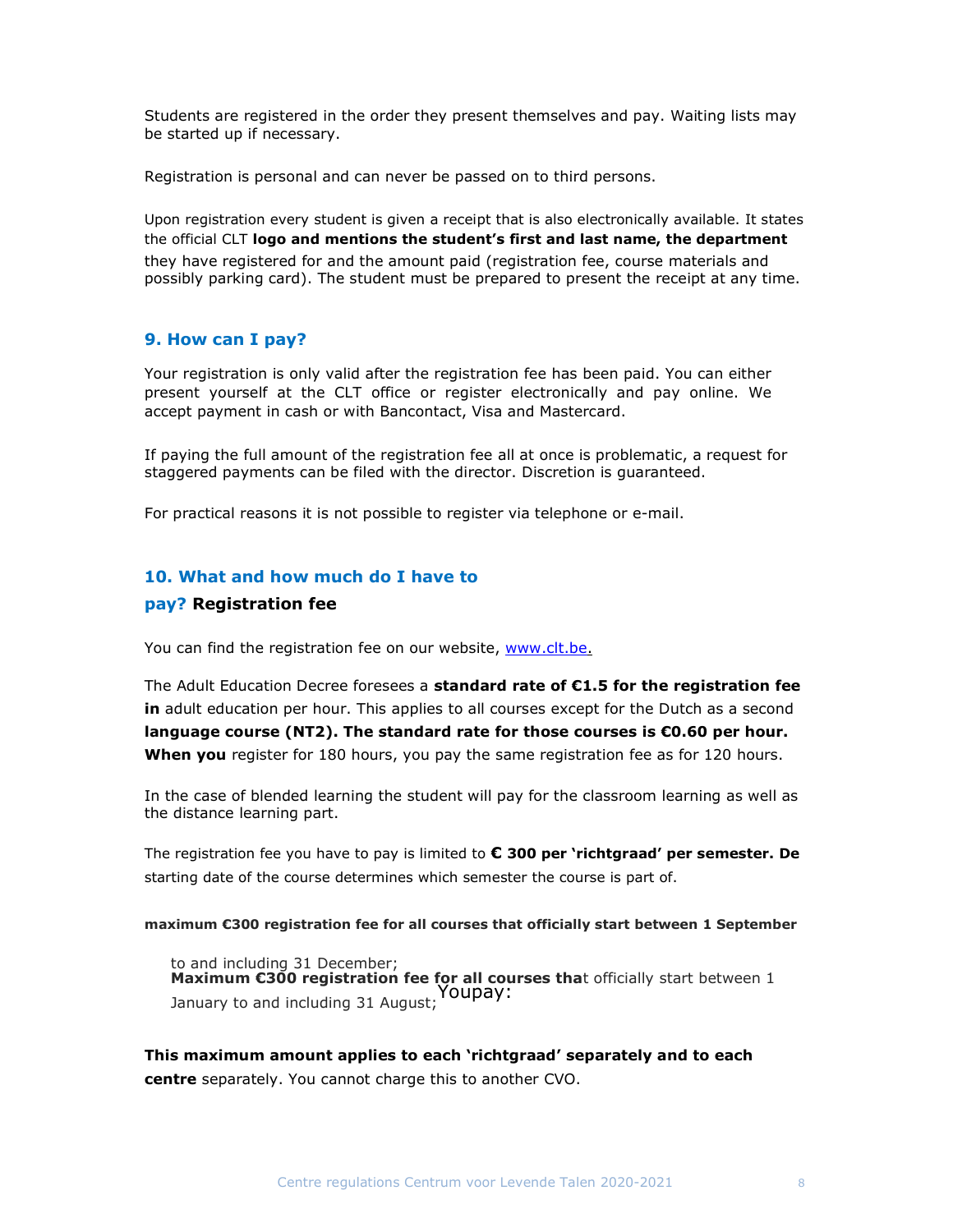Students are registered in the order they present themselves and pay. Waiting lists may be started up if necessary.

Registration is personal and can never be passed on to third persons.

Upon registration every student is given a receipt that is also electronically available. It states the official CLT **logo and mentions the student's first and last name, the department** they have registered for and the amount paid (registration fee, course materials and possibly parking card). The student must be prepared to present the receipt at any time.

## 9. How can I pay?

Your registration is only valid after the registration fee has been paid. You can either present yourself at the CLT office or register electronically and pay online. We accept payment in cash or with Bancontact, Visa and Mastercard.

If paying the full amount of the registration fee all at once is problematic, a request for staggered payments can be filed with the director. Discretion is guaranteed.

For practical reasons it is not possible to register via telephone or e-mail.

## 10. What and how much do I have to pay? Registration fee

You can find the registration fee on our website, www.clt.be.

The Adult Education Decree foresees a **standard rate of €1.5 for the registration fee in** adult education per hour. This applies to all courses except for the Dutch as a second **language course (NT2). The standard rate for those courses is €0.60 per hour. When you** register for 180 hours, you pay the same registration fee as for 120 hours.

In the case of blended learning the student will pay for the classroom learning as well as the distance learning part.

The registration fee you have to pay is limited to **€ 300 per 'richtgraad' per semester. De** starting date of the course determines which semester the course is part of.

Youpay:

**maximum €300 registration fee for all courses that officially start between 1 September** to and including 31 December;

**Maximum €300 registration fee for all courses that** officially start between 1 January to and including 31 August;

**This maximum amount applies to each 'richtgraad' separately and to each centre** separately. You cannot charge this to another CVO.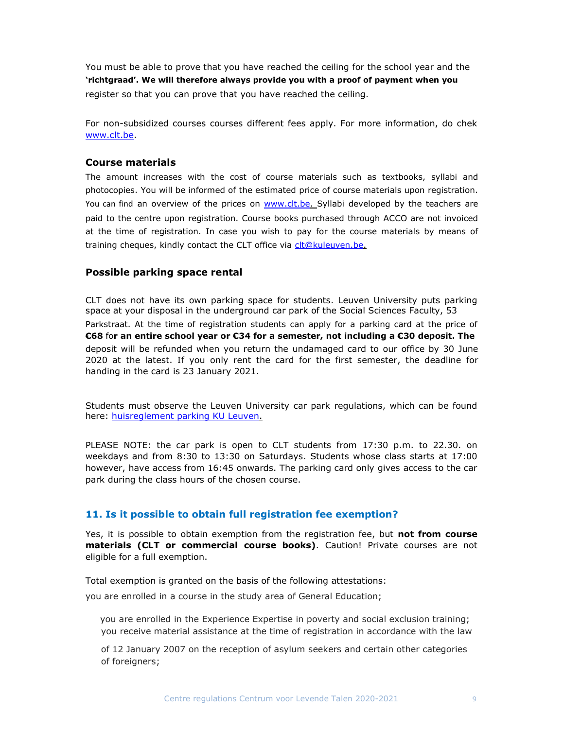You must be able to prove that you have reached the ceiling for the school year and the **'richtgraad'. We will therefore always provide you with a proof of payment when you** register so that you can prove that you have reached the ceiling.

For non-subsidized courses courses different fees apply. For more information, do chek www.clt.be.

### Course materials

The amount increases with the cost of course materials such as textbooks, syllabi and photocopies. You will be informed of the estimated price of course materials upon registration. You can find an overview of the prices on www.clt.be. Syllabi developed by the teachers are paid to the centre upon registration. Course books purchased through ACCO are not invoiced at the time of registration. In case you wish to pay for the course materials by means of training cheques, kindly contact the CLT office via clt@kuleuven.be.

### Possible parking space rental

CLT does not have its own parking space for students. Leuven University puts parking space at your disposal in the underground car park of the Social Sciences Faculty, 53 Parkstraat. At the time of registration students can apply for a parking card at the price of **€68** fo**r an entire school year or €34 for a semester, not including a €30 deposit. The** deposit will be refunded when you return the undamaged card to our office by 30 June 2020 at the latest. If you only rent the card for the first semester, the deadline for handing in the card is 23 January 2021.

Students must observe the Leuven University car park regulations, which can be found here: huisreglement parking KU Leuven.

PLEASE NOTE: the car park is open to CLT students from 17:30 p.m. to 22.30. on weekdays and from 8:30 to 13:30 on Saturdays. Students whose class starts at 17:00 however, have access from 16:45 onwards. The parking card only gives access to the car park during the class hours of the chosen course.

## 11. Is it possible to obtain full registration fee exemption?

Yes, it is possible to obtain exemption from the registration fee, but **not from course materials (CLT or commercial course books)**. Caution! Private courses are not eligible for a full exemption.

Total exemption is granted on the basis of the following attestations:

you are enrolled in a course in the study area of General Education;

you are enrolled in the Experience Expertise in poverty and social exclusion training;

you receive material assistance at the time of registration in accordance with the law of 12 January 2007 on the reception of asylum seekers and certain other categories of foreigners;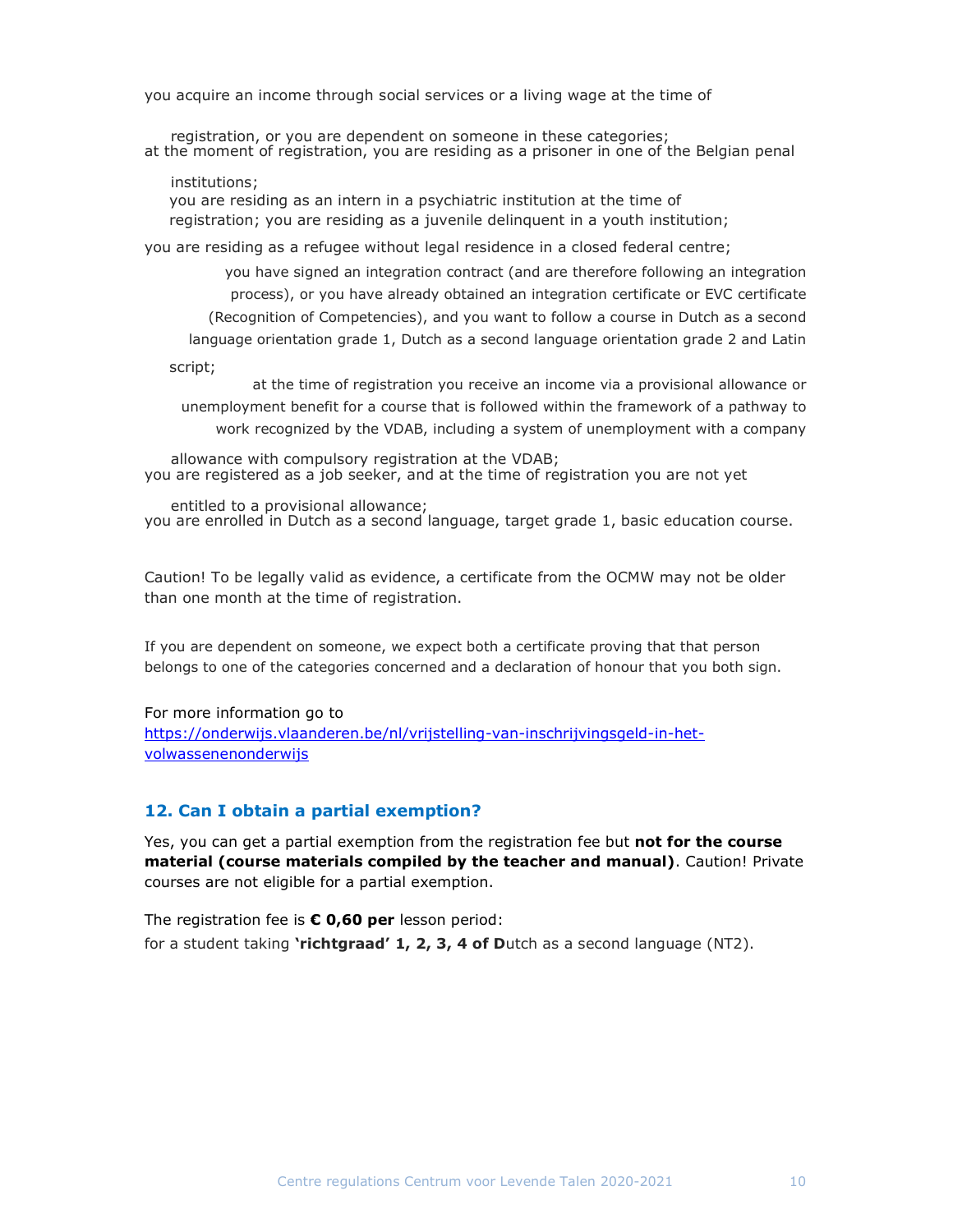you acquire an income through social services or a living wage at the time of registration, or you are dependent on someone in these categories;

at the moment of registration, you are residing as a prisoner in one of the Belgian penal institutions;

you are residing as an intern in a psychiatric institution at the time of registration; you are residing as a juvenile delinquent in a youth institution;

you are residing as a refugee without legal residence in a closed federal centre;

you have signed an integration contract (and are therefore following an integration process), or you have already obtained an integration certificate or EVC certificate (Recognition of Competencies), and you want to follow a course in Dutch as a second language orientation grade 1, Dutch as a second language orientation grade 2 and Latin script;

at the time of registration you receive an income via a provisional allowance or unemployment benefit for a course that is followed within the framework of a pathway to work recognized by the VDAB, including a system of unemployment with a company allowance with compulsory registration at the VDAB;

you are registered as a job seeker, and at the time of registration you are not yet entitled to a provisional allowance;

you are enrolled in Dutch as a second language, target grade 1, basic education course.

Caution! To be legally valid as evidence, a certificate from the OCMW may not be older than one month at the time of registration.

If you are dependent on someone, we expect both a certificate proving that that person belongs to one of the categories concerned and a declaration of honour that you both sign.

For more information go to
https://onderwijs.vlaanderen.be/nl/vrijstelling-van-inschrijvingsgeld-in-het-volwassenenonderwijs

### 12. Can I obtain a partial exemption?

Yes, you can get a partial exemption from the registration fee but **not for the course material (course materials compiled by the teacher and manual)**. Caution! Private courses are not eligible for a partial exemption.

The registration fee is **€ 0,60 per** lesson period:

for a student taking **'richtgraad' 1, 2, 3, 4 of D**utch as a second language (NT2).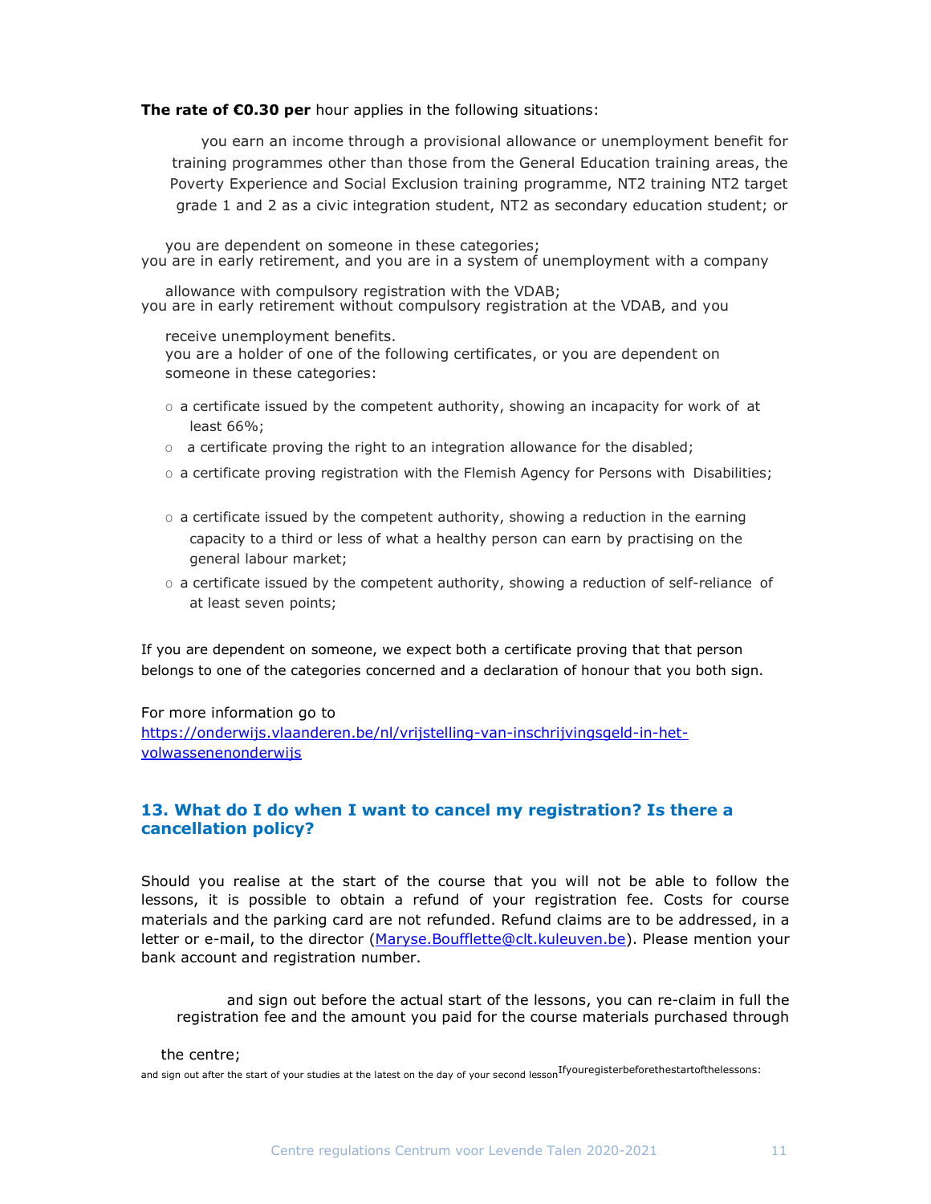**The rate of €0.30 per** hour applies in the following situations:

- you earn an income through a provisional allowance or unemployment benefit for training programmes other than those from the General Education training areas, the Poverty Experience and Social Exclusion training programme, NT2 training NT2 target grade 1 and 2 as a civic integration student, NT2 as secondary education student; or you are dependent on someone in these categories;
- you are in early retirement, and you are in a system of unemployment with a company allowance with compulsory registration with the VDAB;
- you are in early retirement without compulsory registration at the VDAB, and you receive unemployment benefits.
- you are a holder of one of the following certificates, or you are dependent on someone in these categories:
  - a certificate issued by the competent authority, showing an incapacity for work of at least 66%;
  - a certificate proving the right to an integration allowance for the disabled;
  - a certificate proving registration with the Flemish Agency for Persons with Disabilities;
  - a certificate issued by the competent authority, showing a reduction in the earning capacity to a third or less of what a healthy person can earn by practising on the general labour market;
  - a certificate issued by the competent authority, showing a reduction of self-reliance of at least seven points;

If you are dependent on someone, we expect both a certificate proving that that person belongs to one of the categories concerned and a declaration of honour that you both sign.

For more information go to
https://onderwijs.vlaanderen.be/nl/vrijstelling-van-inschrijvingsgeld-in-het-volwassenenonderwijs

## 13. What do I do when I want to cancel my registration? Is there a cancellation policy?

Should you realise at the start of the course that you will not be able to follow the lessons, it is possible to obtain a refund of your registration fee. Costs for course materials and the parking card are not refunded. Refund claims are to be addressed, in a letter or e-mail, to the director (Maryse.Boufflette@clt.kuleuven.be). Please mention your bank account and registration number.

If you register before the start of the lessons:

- and sign out before the actual start of the lessons, you can re-claim in full the registration fee and the amount you paid for the course materials purchased through the centre;
- and sign out after the start of your studies at the latest on the day of your second lesson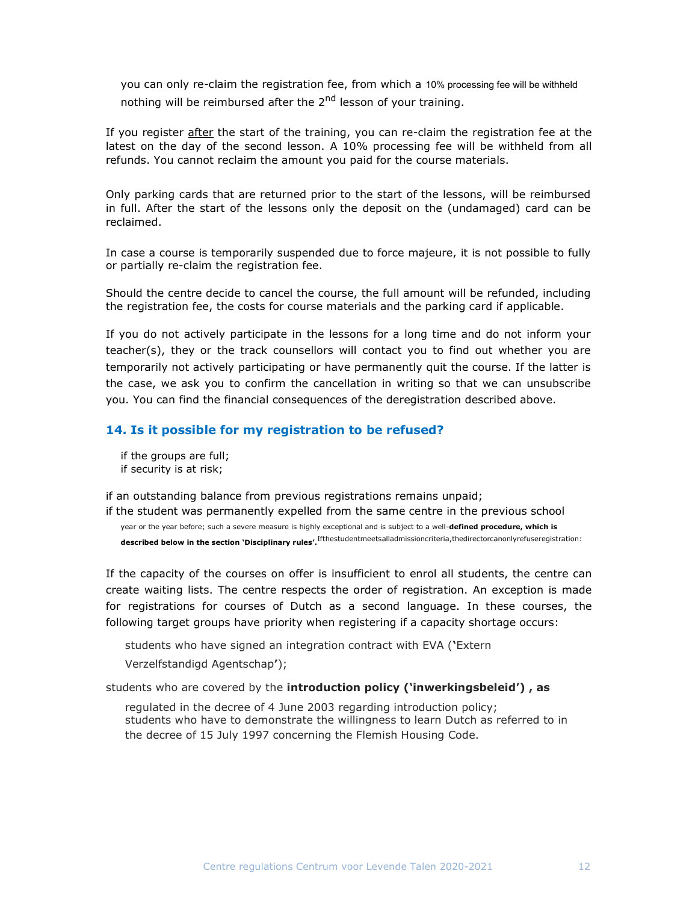- you can only re-claim the registration fee, from which a 10% processing fee will be withheld
- nothing will be reimbursed after the 2nd lesson of your training.

If you register after the start of the training, you can re-claim the registration fee at the latest on the day of the second lesson. A 10% processing fee will be withheld from all refunds. You cannot reclaim the amount you paid for the course materials.

Only parking cards that are returned prior to the start of the lessons, will be reimbursed in full. After the start of the lessons only the deposit on the (undamaged) card can be reclaimed.

In case a course is temporarily suspended due to force majeure, it is not possible to fully or partially re-claim the registration fee.

Should the centre decide to cancel the course, the full amount will be refunded, including the registration fee, the costs for course materials and the parking card if applicable.

If you do not actively participate in the lessons for a long time and do not inform your teacher(s), they or the track counsellors will contact you to find out whether you are temporarily not actively participating or have permanently quit the course. If the latter is the case, we ask you to confirm the cancellation in writing so that we can unsubscribe you. You can find the financial consequences of the deregistration described above.

### 14. Is it possible for my registration to be refused?

If the student meets all admission criteria, the director can only refuse registration:

- if the groups are full;
- if security is at risk;
- if an outstanding balance from previous registrations remains unpaid;
- if the student was permanently expelled from the same centre in the previous school year or the year before; such a severe measure is highly exceptional and is subject to a well-**defined procedure, which is described below in the section 'Disciplinary rules'.**

If the capacity of the courses on offer is insufficient to enrol all students, the centre can create waiting lists. The centre respects the order of registration. An exception is made for registrations for courses of Dutch as a second language. In these courses, the following target groups have priority when registering if a capacity shortage occurs:

- students who have signed an integration contract with EVA ('Extern Verzelfstandigd Agentschap');
- students who are covered by the **introduction policy ('inwerkingsbeleid') , as** regulated in the decree of 4 June 2003 regarding introduction policy;
- students who have to demonstrate the willingness to learn Dutch as referred to in the decree of 15 July 1997 concerning the Flemish Housing Code.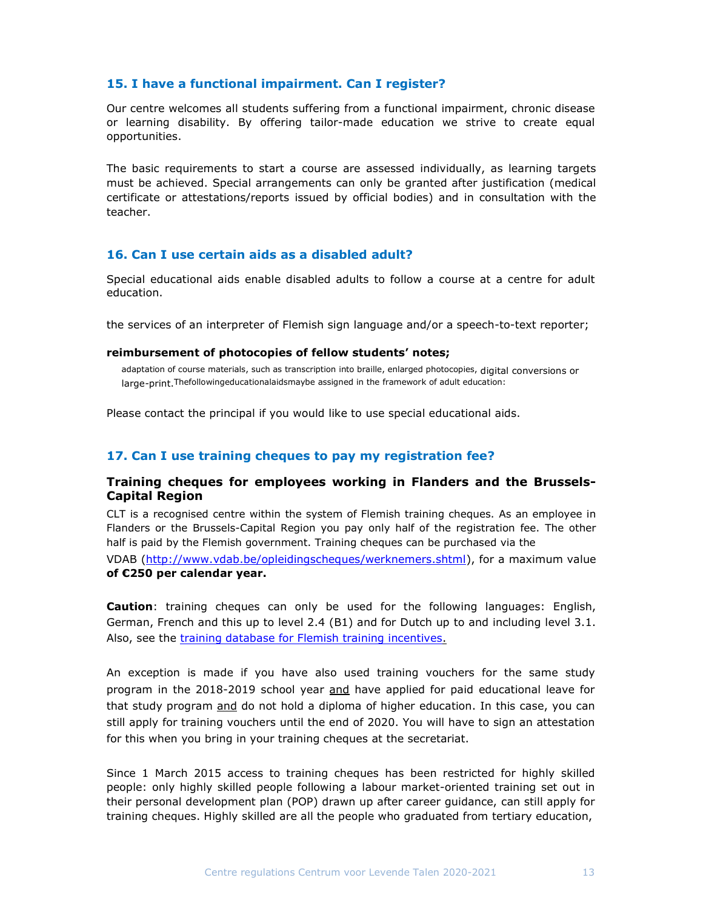## 15. I have a functional impairment. Can I register?

Our centre welcomes all students suffering from a functional impairment, chronic disease or learning disability. By offering tailor-made education we strive to create equal opportunities.

The basic requirements to start a course are assessed individually, as learning targets must be achieved. Special arrangements can only be granted after justification (medical certificate or attestations/reports issued by official bodies) and in consultation with the teacher.

## 16. Can I use certain aids as a disabled adult?

Special educational aids enable disabled adults to follow a course at a centre for adult education.

the services of an interpreter of Flemish sign language and/or a speech-to-text reporter;

**reimbursement of photocopies of fellow students' notes;**

adaptation of course materials, such as transcription into braille, enlarged photocopies, digital conversions or large-print.Thefollowingeducationalaidsmaybe assigned in the framework of adult education:

Please contact the principal if you would like to use special educational aids.

## 17. Can I use training cheques to pay my registration fee?

### Training cheques for employees working in Flanders and the Brussels-Capital Region

CLT is a recognised centre within the system of Flemish training cheques. As an employee in Flanders or the Brussels-Capital Region you pay only half of the registration fee. The other half is paid by the Flemish government. Training cheques can be purchased via the VDAB (http://www.vdab.be/opleidingscheques/werknemers.shtml), for a maximum value **of €250 per calendar year.**

**Caution**: training cheques can only be used for the following languages: English, German, French and this up to level 2.4 (B1) and for Dutch up to and including level 3.1. Also, see the training database for Flemish training incentives.

An exception is made if you have also used training vouchers for the same study program in the 2018-2019 school year and have applied for paid educational leave for that study program and do not hold a diploma of higher education. In this case, you can still apply for training vouchers until the end of 2020. You will have to sign an attestation for this when you bring in your training cheques at the secretariat.

Since 1 March 2015 access to training cheques has been restricted for highly skilled people: only highly skilled people following a labour market-oriented training set out in their personal development plan (POP) drawn up after career guidance, can still apply for training cheques. Highly skilled are all the people who graduated from tertiary education,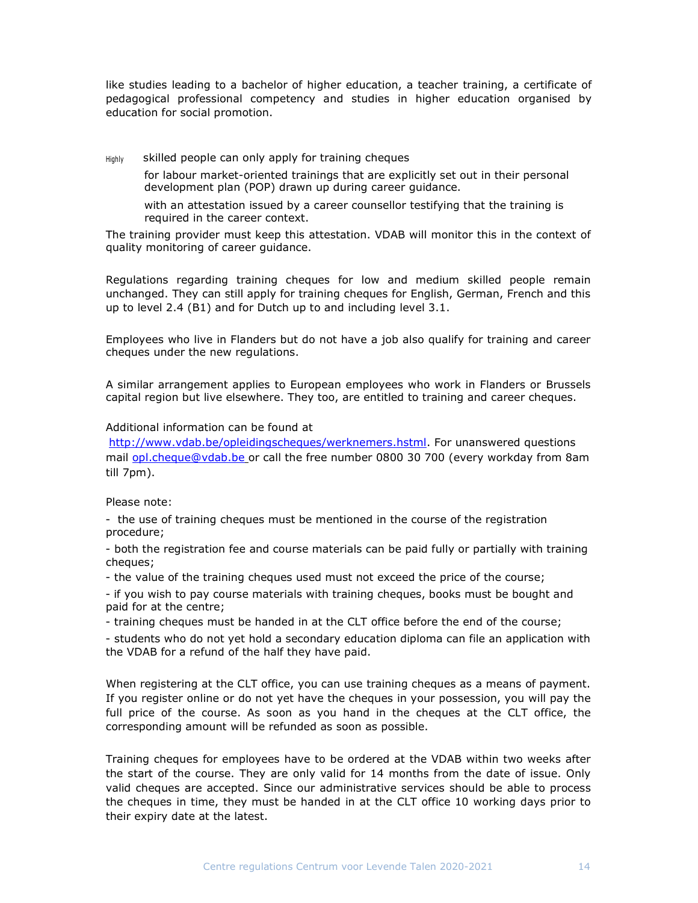like studies leading to a bachelor of higher education, a teacher training, a certificate of pedagogical professional competency and studies in higher education organised by education for social promotion.

Highly skilled people can only apply for training cheques

for labour market-oriented trainings that are explicitly set out in their personal development plan (POP) drawn up during career guidance.

with an attestation issued by a career counsellor testifying that the training is required in the career context.

The training provider must keep this attestation. VDAB will monitor this in the context of quality monitoring of career guidance.

Regulations regarding training cheques for low and medium skilled people remain unchanged. They can still apply for training cheques for English, German, French and this up to level 2.4 (B1) and for Dutch up to and including level 3.1.

Employees who live in Flanders but do not have a job also qualify for training and career cheques under the new regulations.

A similar arrangement applies to European employees who work in Flanders or Brussels capital region but live elsewhere. They too, are entitled to training and career cheques.

Additional information can be found at
[http://www.vdab.be/opleidingscheques/werknemers.hstml](http://www.vdab.be/opleidingscheques/werknemers.hstml). For unanswered questions mail [opl.cheque@vdab.be](mailto:opl.cheque@vdab.be) or call the free number 0800 30 700 (every workday from 8am till 7pm).

Please note:

- the use of training cheques must be mentioned in the course of the registration procedure;
- both the registration fee and course materials can be paid fully or partially with training cheques;
- the value of the training cheques used must not exceed the price of the course;
- if you wish to pay course materials with training cheques, books must be bought and paid for at the centre;
- training cheques must be handed in at the CLT office before the end of the course;
- students who do not yet hold a secondary education diploma can file an application with the VDAB for a refund of the half they have paid.

When registering at the CLT office, you can use training cheques as a means of payment. If you register online or do not yet have the cheques in your possession, you will pay the full price of the course. As soon as you hand in the cheques at the CLT office, the corresponding amount will be refunded as soon as possible.

Training cheques for employees have to be ordered at the VDAB within two weeks after the start of the course. They are only valid for 14 months from the date of issue. Only valid cheques are accepted. Since our administrative services should be able to process the cheques in time, they must be handed in at the CLT office 10 working days prior to their expiry date at the latest.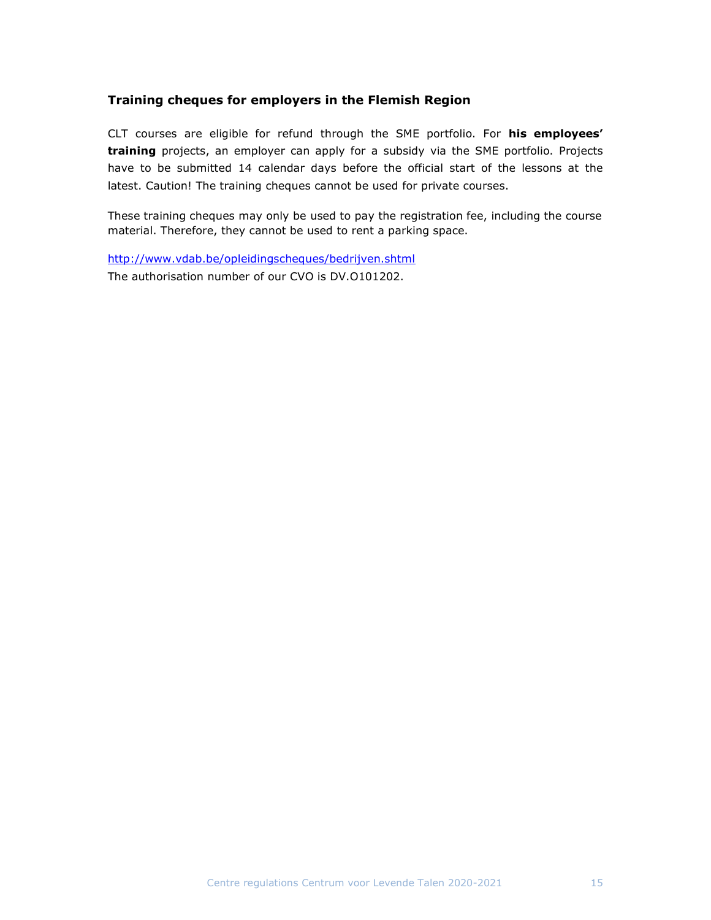### Training cheques for employers in the Flemish Region

CLT courses are eligible for refund through the SME portfolio. For **his employees' training** projects, an employer can apply for a subsidy via the SME portfolio. Projects have to be submitted 14 calendar days before the official start of the lessons at the latest. Caution! The training cheques cannot be used for private courses.

These training cheques may only be used to pay the registration fee, including the course material. Therefore, they cannot be used to rent a parking space.

http://www.vdab.be/opleidingscheques/bedrijven.shtml
The authorisation number of our CVO is DV.O101202.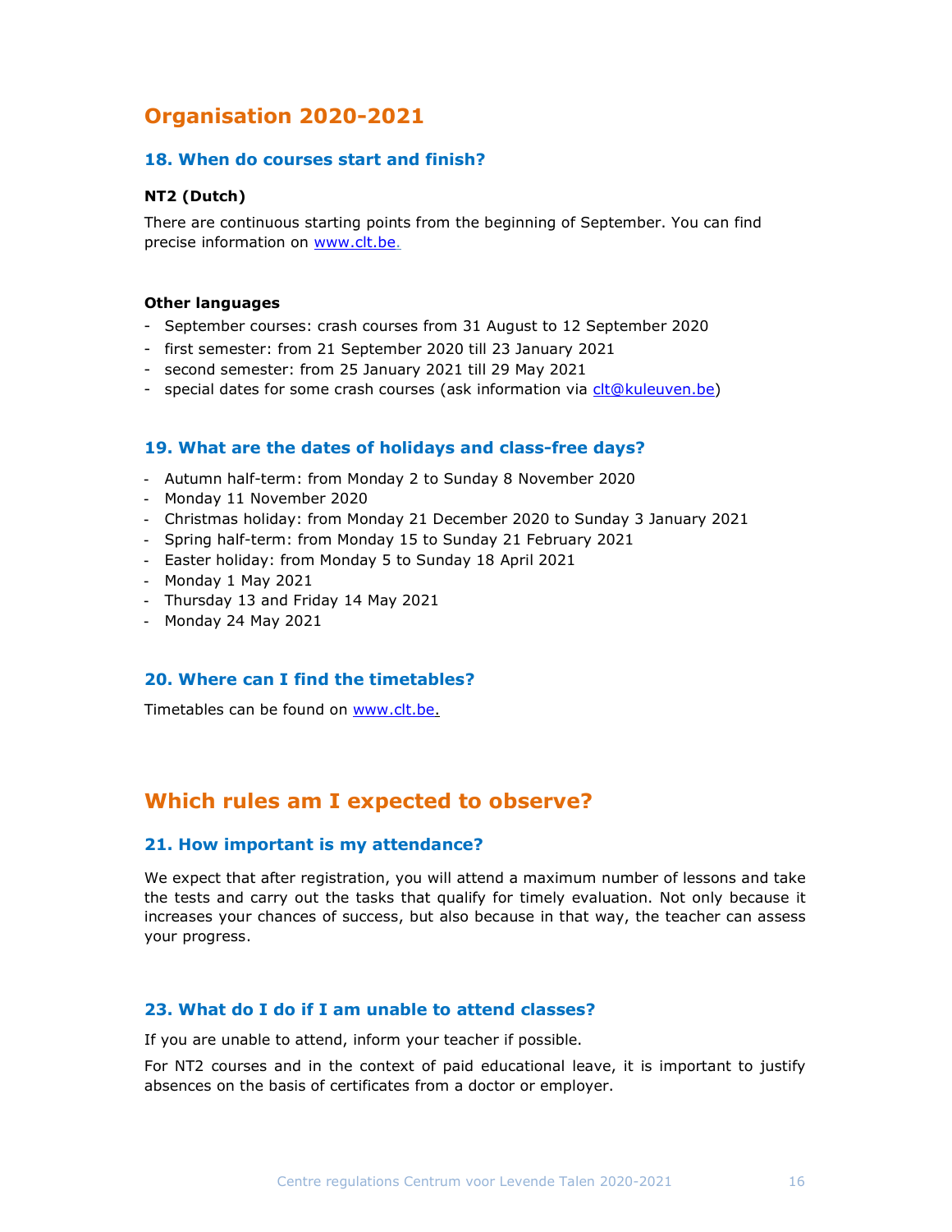# Organisation 2020-2021

## 18. When do courses start and finish?

**NT2 (Dutch)**

There are continuous starting points from the beginning of September. You can find precise information on www.clt.be.

**Other languages**

- September courses: crash courses from 31 August to 12 September 2020
- first semester: from 21 September 2020 till 23 January 2021
- second semester: from 25 January 2021 till 29 May 2021
- special dates for some crash courses (ask information via clt@kuleuven.be)

## 19. What are the dates of holidays and class-free days?

- Autumn half-term: from Monday 2 to Sunday 8 November 2020
- Monday 11 November 2020
- Christmas holiday: from Monday 21 December 2020 to Sunday 3 January 2021
- Spring half-term: from Monday 15 to Sunday 21 February 2021
- Easter holiday: from Monday 5 to Sunday 18 April 2021
- Monday 1 May 2021
- Thursday 13 and Friday 14 May 2021
- Monday 24 May 2021

## 20. Where can I find the timetables?

Timetables can be found on www.clt.be.

# Which rules am I expected to observe?

## 21. How important is my attendance?

We expect that after registration, you will attend a maximum number of lessons and take the tests and carry out the tasks that qualify for timely evaluation. Not only because it increases your chances of success, but also because in that way, the teacher can assess your progress.

## 23. What do I do if I am unable to attend classes?

If you are unable to attend, inform your teacher if possible.

For NT2 courses and in the context of paid educational leave, it is important to justify absences on the basis of certificates from a doctor or employer.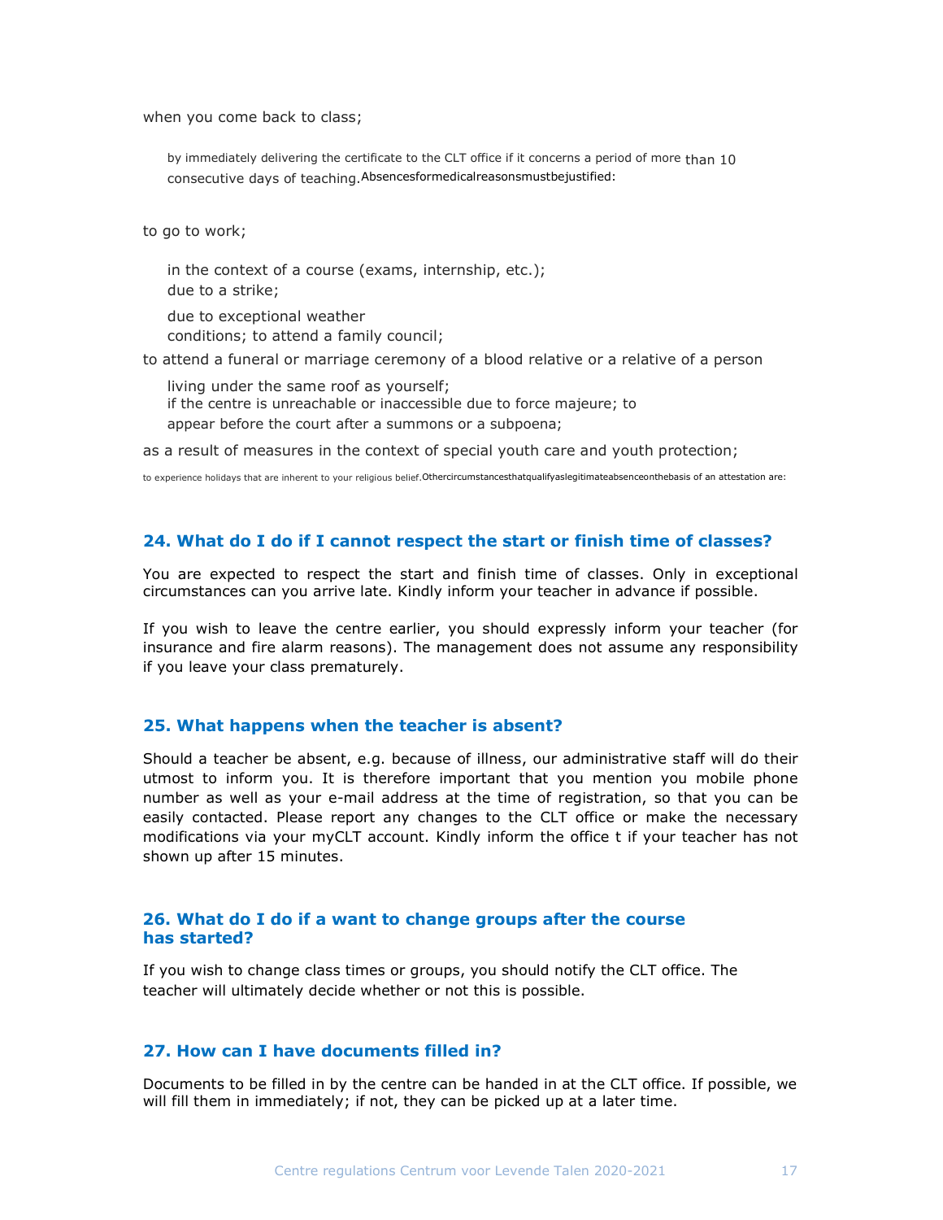when you come back to class;

by immediately delivering the certificate to the CLT office if it concerns a period of more than 10 consecutive days of teaching. Absencesformedicalreasonsmustbejustified:

to go to work;

in the context of a course (exams, internship, etc.);
due to a strike;

due to exceptional weather conditions; to attend a family council;

to attend a funeral or marriage ceremony of a blood relative or a relative of a person living under the same roof as yourself;
if the centre is unreachable or inaccessible due to force majeure; to appear before the court after a summons or a subpoena;

as a result of measures in the context of special youth care and youth protection;

to experience holidays that are inherent to your religious belief. Othercircumstancesthatqualifyaslegitimateabsenceonthebasis of an attestation are:

## 24. What do I do if I cannot respect the start or finish time of classes?

You are expected to respect the start and finish time of classes. Only in exceptional circumstances can you arrive late. Kindly inform your teacher in advance if possible.

If you wish to leave the centre earlier, you should expressly inform your teacher (for insurance and fire alarm reasons). The management does not assume any responsibility if you leave your class prematurely.

## 25. What happens when the teacher is absent?

Should a teacher be absent, e.g. because of illness, our administrative staff will do their utmost to inform you. It is therefore important that you mention you mobile phone number as well as your e-mail address at the time of registration, so that you can be easily contacted. Please report any changes to the CLT office or make the necessary modifications via your myCLT account. Kindly inform the office t if your teacher has not shown up after 15 minutes.

## 26. What do I do if a want to change groups after the course has started?

If you wish to change class times or groups, you should notify the CLT office. The teacher will ultimately decide whether or not this is possible.

## 27. How can I have documents filled in?

Documents to be filled in by the centre can be handed in at the CLT office. If possible, we will fill them in immediately; if not, they can be picked up at a later time.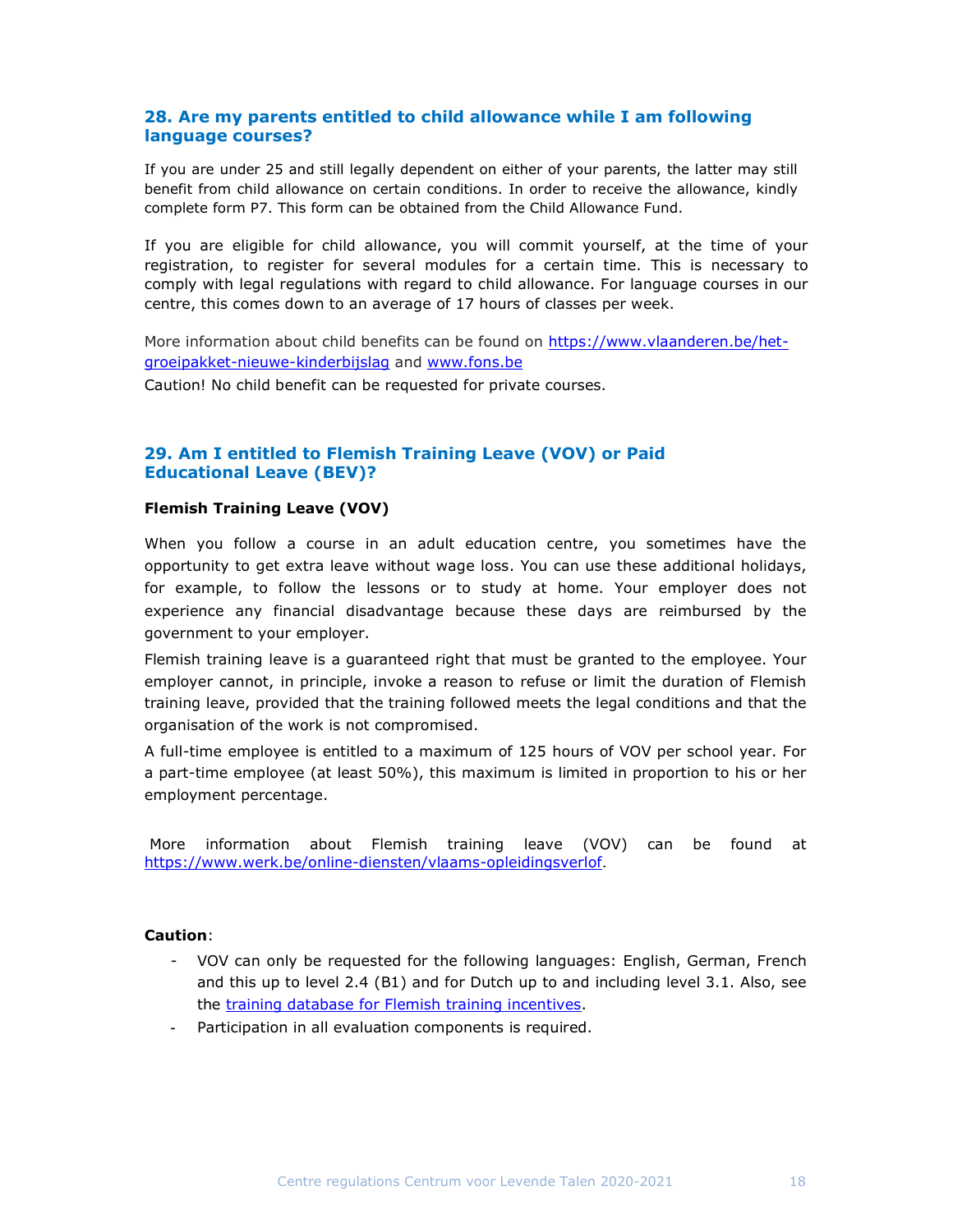## 28. Are my parents entitled to child allowance while I am following language courses?

If you are under 25 and still legally dependent on either of your parents, the latter may still benefit from child allowance on certain conditions. In order to receive the allowance, kindly complete form P7. This form can be obtained from the Child Allowance Fund.

If you are eligible for child allowance, you will commit yourself, at the time of your registration, to register for several modules for a certain time. This is necessary to comply with legal regulations with regard to child allowance. For language courses in our centre, this comes down to an average of 17 hours of classes per week.

More information about child benefits can be found on [https://www.vlaanderen.be/het-groeipakket-nieuwe-kinderbijslag](https://www.vlaanderen.be/het-groeipakket-nieuwe-kinderbijslag) and [www.fons.be](www.fons.be)

Caution! No child benefit can be requested for private courses.

## 29. Am I entitled to Flemish Training Leave (VOV) or Paid Educational Leave (BEV)?

**Flemish Training Leave (VOV)**

When you follow a course in an adult education centre, you sometimes have the opportunity to get extra leave without wage loss. You can use these additional holidays, for example, to follow the lessons or to study at home. Your employer does not experience any financial disadvantage because these days are reimbursed by the government to your employer.

Flemish training leave is a guaranteed right that must be granted to the employee. Your employer cannot, in principle, invoke a reason to refuse or limit the duration of Flemish training leave, provided that the training followed meets the legal conditions and that the organisation of the work is not compromised.

A full-time employee is entitled to a maximum of 125 hours of VOV per school year. For a part-time employee (at least 50%), this maximum is limited in proportion to his or her employment percentage.

More information about Flemish training leave (VOV) can be found at [https://www.werk.be/online-diensten/vlaams-opleidingsverlof](https://www.werk.be/online-diensten/vlaams-opleidingsverlof).

**Caution**:

- VOV can only be requested for the following languages: English, German, French and this up to level 2.4 (B1) and for Dutch up to and including level 3.1. Also, see the training database for Flemish training incentives.
- Participation in all evaluation components is required.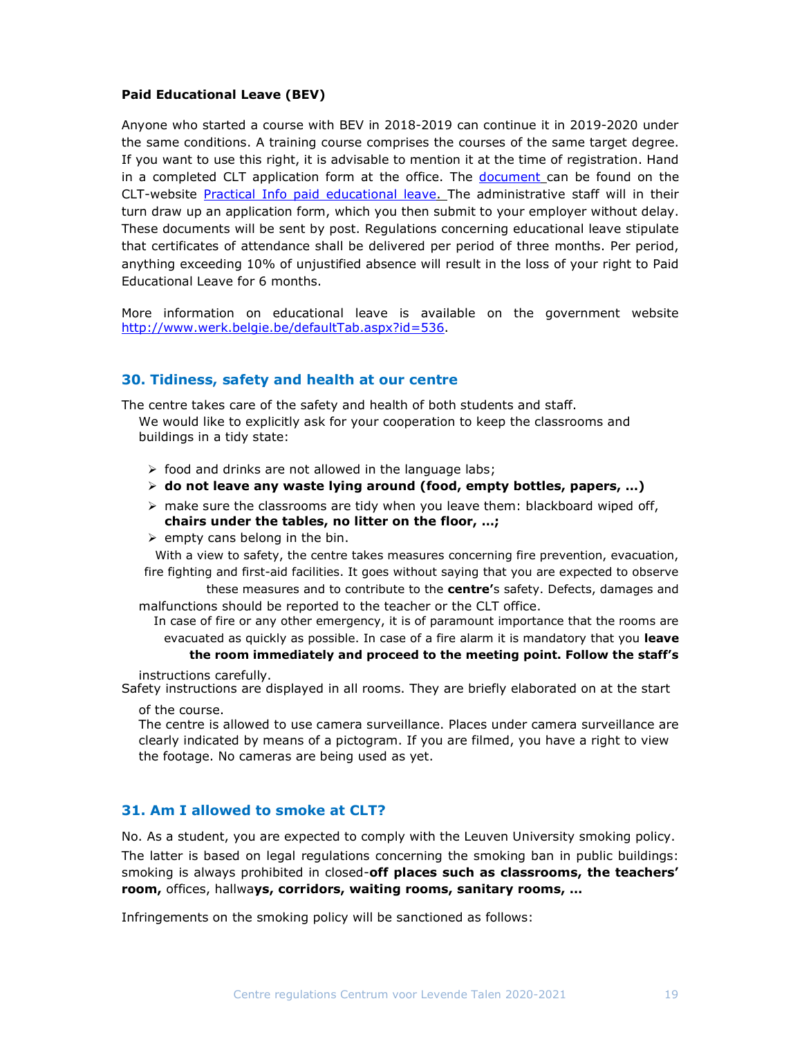**Paid Educational Leave (BEV)**

Anyone who started a course with BEV in 2018-2019 can continue it in 2019-2020 under the same conditions. A training course comprises the courses of the same target degree. If you want to use this right, it is advisable to mention it at the time of registration. Hand in a completed CLT application form at the office. The document can be found on the CLT-website Practical Info paid educational leave. The administrative staff will in their turn draw up an application form, which you then submit to your employer without delay. These documents will be sent by post. Regulations concerning educational leave stipulate that certificates of attendance shall be delivered per period of three months. Per period, anything exceeding 10% of unjustified absence will result in the loss of your right to Paid Educational Leave for 6 months.

More information on educational leave is available on the government website http://www.werk.belgie.be/defaultTab.aspx?id=536.

## 30. Tidiness, safety and health at our centre

The centre takes care of the safety and health of both students and staff.

We would like to explicitly ask for your cooperation to keep the classrooms and buildings in a tidy state:

- food and drinks are not allowed in the language labs;
- **do not leave any waste lying around (food, empty bottles, papers, …)**
- make sure the classrooms are tidy when you leave them: blackboard wiped off, **chairs under the tables, no litter on the floor, …;**
- empty cans belong in the bin.

With a view to safety, the centre takes measures concerning fire prevention, evacuation, fire fighting and first-aid facilities. It goes without saying that you are expected to observe these measures and to contribute to the **centre'**s safety. Defects, damages and malfunctions should be reported to the teacher or the CLT office.

In case of fire or any other emergency, it is of paramount importance that the rooms are evacuated as quickly as possible. In case of a fire alarm it is mandatory that you **leave the room immediately and proceed to the meeting point. Follow the staff's** instructions carefully.

Safety instructions are displayed in all rooms. They are briefly elaborated on at the start of the course.

The centre is allowed to use camera surveillance. Places under camera surveillance are clearly indicated by means of a pictogram. If you are filmed, you have a right to view the footage. No cameras are being used as yet.

## 31. Am I allowed to smoke at CLT?

No. As a student, you are expected to comply with the Leuven University smoking policy. The latter is based on legal regulations concerning the smoking ban in public buildings: smoking is always prohibited in closed-**off places such as classrooms, the teachers' room,** offices, hallwa**ys, corridors, waiting rooms, sanitary rooms, …**

Infringements on the smoking policy will be sanctioned as follows: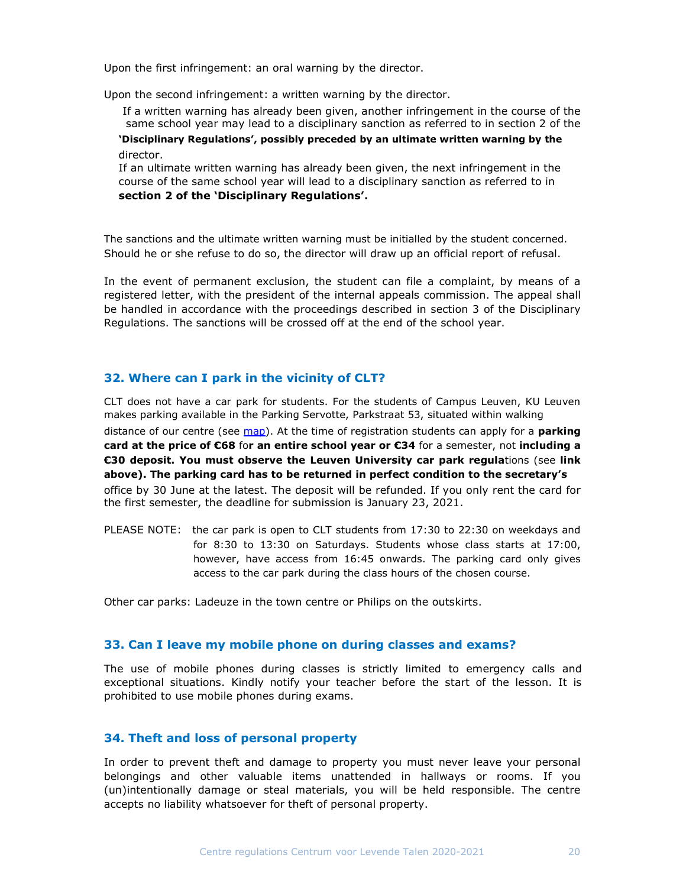Upon the first infringement: an oral warning by the director.

Upon the second infringement: a written warning by the director.

If a written warning has already been given, another infringement in the course of the same school year may lead to a disciplinary sanction as referred to in section 2 of the **'Disciplinary Regulations', possibly preceded by an ultimate written warning by the** director.

If an ultimate written warning has already been given, the next infringement in the course of the same school year will lead to a disciplinary sanction as referred to in **section 2 of the 'Disciplinary Regulations'.**

The sanctions and the ultimate written warning must be initialled by the student concerned. Should he or she refuse to do so, the director will draw up an official report of refusal.

In the event of permanent exclusion, the student can file a complaint, by means of a registered letter, with the president of the internal appeals commission. The appeal shall be handled in accordance with the proceedings described in section 3 of the Disciplinary Regulations. The sanctions will be crossed off at the end of the school year.

## 32. Where can I park in the vicinity of CLT?

CLT does not have a car park for students. For the students of Campus Leuven, KU Leuven makes parking available in the Parking Servotte, Parkstraat 53, situated within walking distance of our centre (see map). At the time of registration students can apply for a **parking card at the price of €68** fo**r an entire school year or €34** for a semester, not **including a €30 deposit. You must observe the Leuven University car park regula**tions (see **link above). The parking card has to be returned in perfect condition to the secretary's** office by 30 June at the latest. The deposit will be refunded. If you only rent the card for the first semester, the deadline for submission is January 23, 2021.

PLEASE NOTE: the car park is open to CLT students from 17:30 to 22:30 on weekdays and for 8:30 to 13:30 on Saturdays. Students whose class starts at 17:00, however, have access from 16:45 onwards. The parking card only gives access to the car park during the class hours of the chosen course.

Other car parks: Ladeuze in the town centre or Philips on the outskirts.

## 33. Can I leave my mobile phone on during classes and exams?

The use of mobile phones during classes is strictly limited to emergency calls and exceptional situations. Kindly notify your teacher before the start of the lesson. It is prohibited to use mobile phones during exams.

## 34. Theft and loss of personal property

In order to prevent theft and damage to property you must never leave your personal belongings and other valuable items unattended in hallways or rooms. If you (un)intentionally damage or steal materials, you will be held responsible. The centre accepts no liability whatsoever for theft of personal property.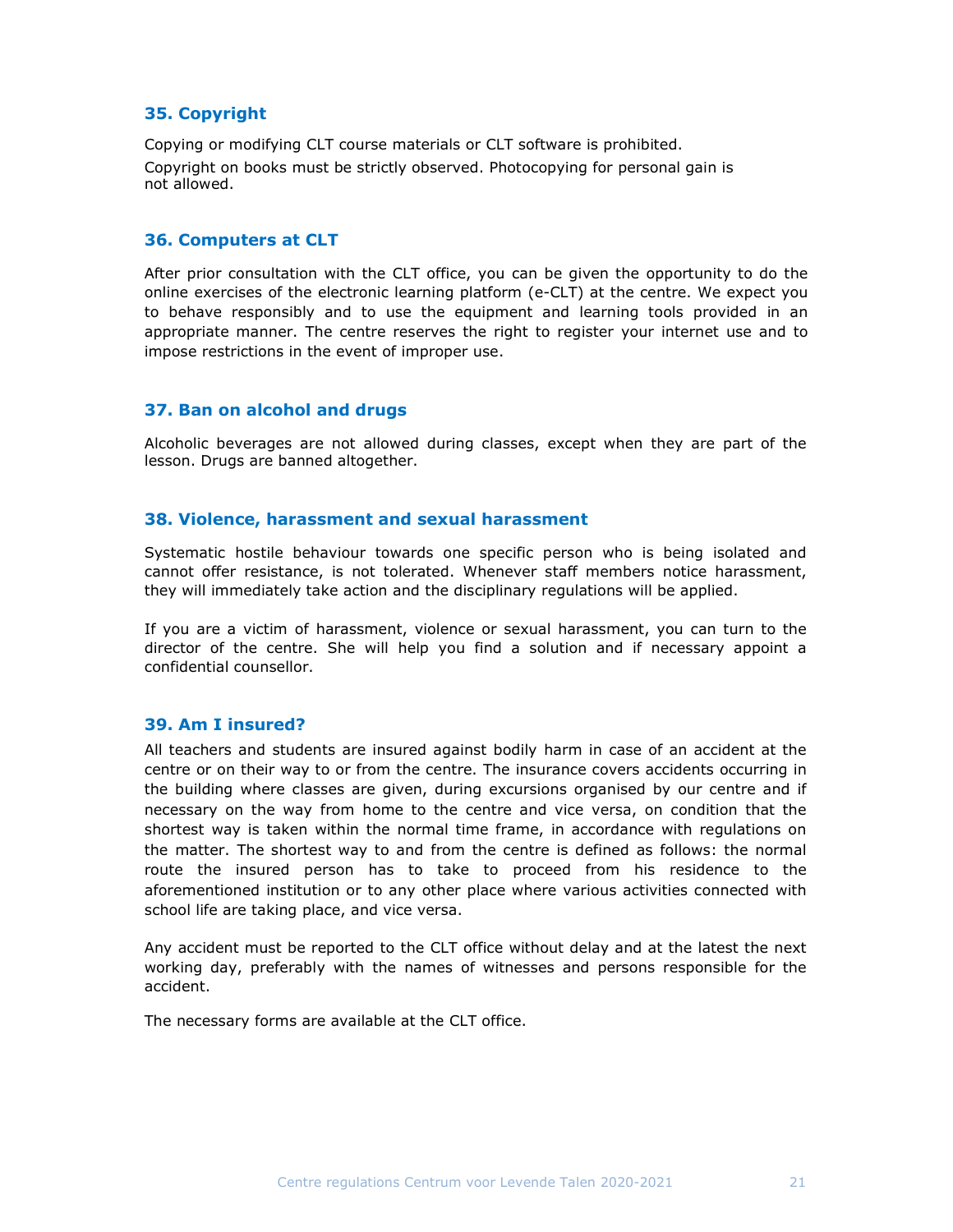## 35. Copyright

Copying or modifying CLT course materials or CLT software is prohibited.

Copyright on books must be strictly observed. Photocopying for personal gain is not allowed.

## 36. Computers at CLT

After prior consultation with the CLT office, you can be given the opportunity to do the online exercises of the electronic learning platform (e-CLT) at the centre. We expect you to behave responsibly and to use the equipment and learning tools provided in an appropriate manner. The centre reserves the right to register your internet use and to impose restrictions in the event of improper use.

## 37. Ban on alcohol and drugs

Alcoholic beverages are not allowed during classes, except when they are part of the lesson. Drugs are banned altogether.

## 38. Violence, harassment and sexual harassment

Systematic hostile behaviour towards one specific person who is being isolated and cannot offer resistance, is not tolerated. Whenever staff members notice harassment, they will immediately take action and the disciplinary regulations will be applied.

If you are a victim of harassment, violence or sexual harassment, you can turn to the director of the centre. She will help you find a solution and if necessary appoint a confidential counsellor.

## 39. Am I insured?

All teachers and students are insured against bodily harm in case of an accident at the centre or on their way to or from the centre. The insurance covers accidents occurring in the building where classes are given, during excursions organised by our centre and if necessary on the way from home to the centre and vice versa, on condition that the shortest way is taken within the normal time frame, in accordance with regulations on the matter. The shortest way to and from the centre is defined as follows: the normal route the insured person has to take to proceed from his residence to the aforementioned institution or to any other place where various activities connected with school life are taking place, and vice versa.

Any accident must be reported to the CLT office without delay and at the latest the next working day, preferably with the names of witnesses and persons responsible for the accident.

The necessary forms are available at the CLT office.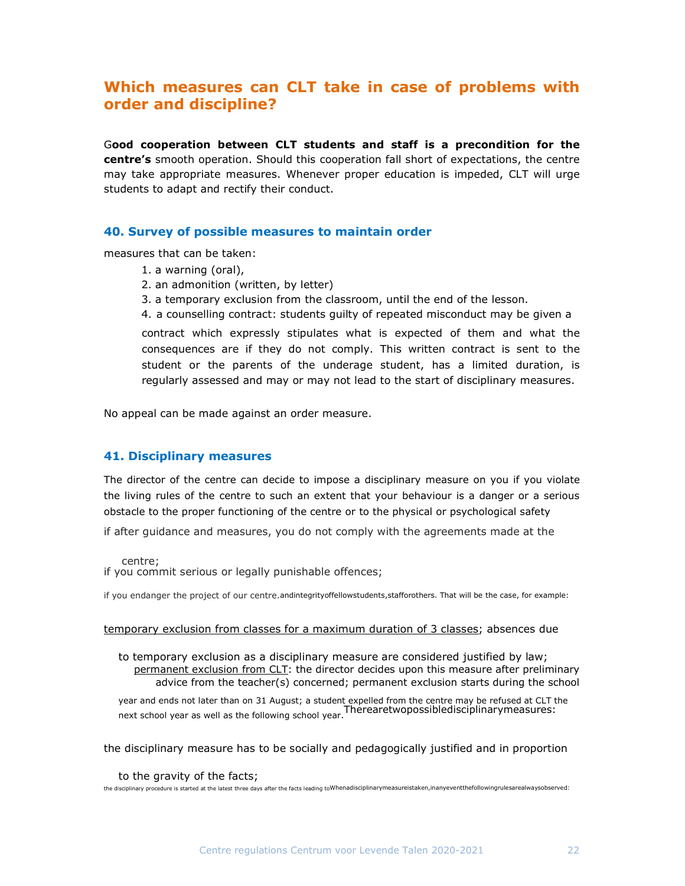## Which measures can CLT take in case of problems with order and discipline?

**Good cooperation between CLT students and staff is a precondition for the centre's** smooth operation. Should this cooperation fall short of expectations, the centre may take appropriate measures. Whenever proper education is impeded, CLT will urge students to adapt and rectify their conduct.

### 40. Survey of possible measures to maintain order

measures that can be taken:

1. a warning (oral),
2. an admonition (written, by letter)
3. a temporary exclusion from the classroom, until the end of the lesson.
4. a counselling contract: students guilty of repeated misconduct may be given a contract which expressly stipulates what is expected of them and what the consequences are if they do not comply. This written contract is sent to the student or the parents of the underage student, has a limited duration, is regularly assessed and may or may not lead to the start of disciplinary measures.

No appeal can be made against an order measure.

### 41. Disciplinary measures

The director of the centre can decide to impose a disciplinary measure on you if you violate the living rules of the centre to such an extent that your behaviour is a danger or a serious obstacle to the proper functioning of the centre or to the physical or psychological safety and integrity of fellow students, staff or others. That will be the case, for example:

- if after guidance and measures, you do not comply with the agreements made at the centre;
- if you commit serious or legally punishable offences;
- if you endanger the project of our centre.

There are two possible disciplinary measures:

- <u>temporary exclusion from classes for a maximum duration of 3 classes</u>; absences due to temporary exclusion as a disciplinary measure are considered justified by law;
- <u>permanent exclusion from CLT</u>: the director decides upon this measure after preliminary advice from the teacher(s) concerned; permanent exclusion starts during the school year and ends not later than on 31 August; a student expelled from the centre may be refused at CLT the next school year as well as the following school year.

When a disciplinary measure is taken, in any event the following rules are always observed:

- the disciplinary measure has to be socially and pedagogically justified and in proportion to the gravity of the facts;
- the disciplinary procedure is started at the latest three days after the facts leading to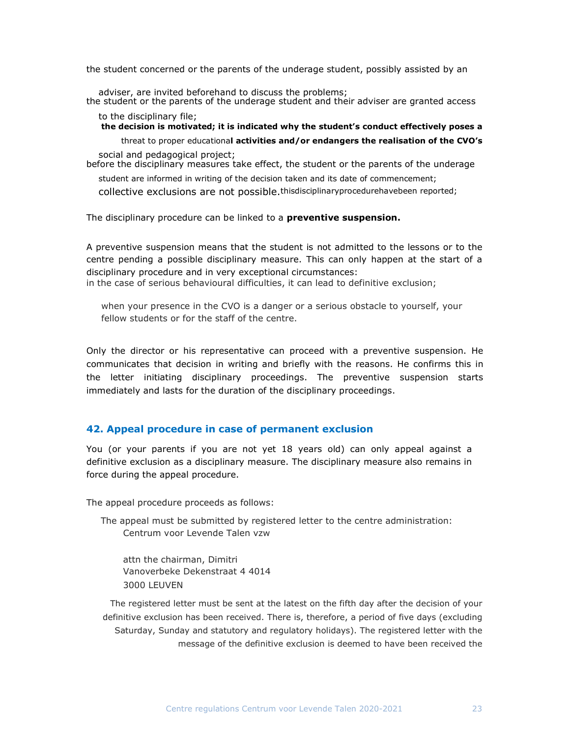the student concerned or the parents of the underage student, possibly assisted by an adviser, are invited beforehand to discuss the problems;

the student or the parents of the underage student and their adviser are granted access to the disciplinary file;

**the decision is motivated; it is indicated why the student's conduct effectively poses a** threat to proper educationa**l activities and/or endangers the realisation of the CVO's** social and pedagogical project;

before the disciplinary measures take effect, the student or the parents of the underage student are informed in writing of the decision taken and its date of commencement;

collective exclusions are not possible.thisdisciplinaryprocedurehavebeen reported;

The disciplinary procedure can be linked to a **preventive suspension.**

A preventive suspension means that the student is not admitted to the lessons or to the centre pending a possible disciplinary measure. This can only happen at the start of a disciplinary procedure and in very exceptional circumstances:

in the case of serious behavioural difficulties, it can lead to definitive exclusion;

when your presence in the CVO is a danger or a serious obstacle to yourself, your fellow students or for the staff of the centre.

Only the director or his representative can proceed with a preventive suspension. He communicates that decision in writing and briefly with the reasons. He confirms this in the letter initiating disciplinary proceedings. The preventive suspension starts immediately and lasts for the duration of the disciplinary proceedings.

## 42. Appeal procedure in case of permanent exclusion

You (or your parents if you are not yet 18 years old) can only appeal against a definitive exclusion as a disciplinary measure. The disciplinary measure also remains in force during the appeal procedure.

The appeal procedure proceeds as follows:

The appeal must be submitted by registered letter to the centre administration:

Centrum voor Levende Talen vzw

attn the chairman, Dimitri
Vanoverbeke Dekenstraat 4 4014
3000 LEUVEN

The registered letter must be sent at the latest on the fifth day after the decision of your definitive exclusion has been received. There is, therefore, a period of five days (excluding Saturday, Sunday and statutory and regulatory holidays). The registered letter with the message of the definitive exclusion is deemed to have been received the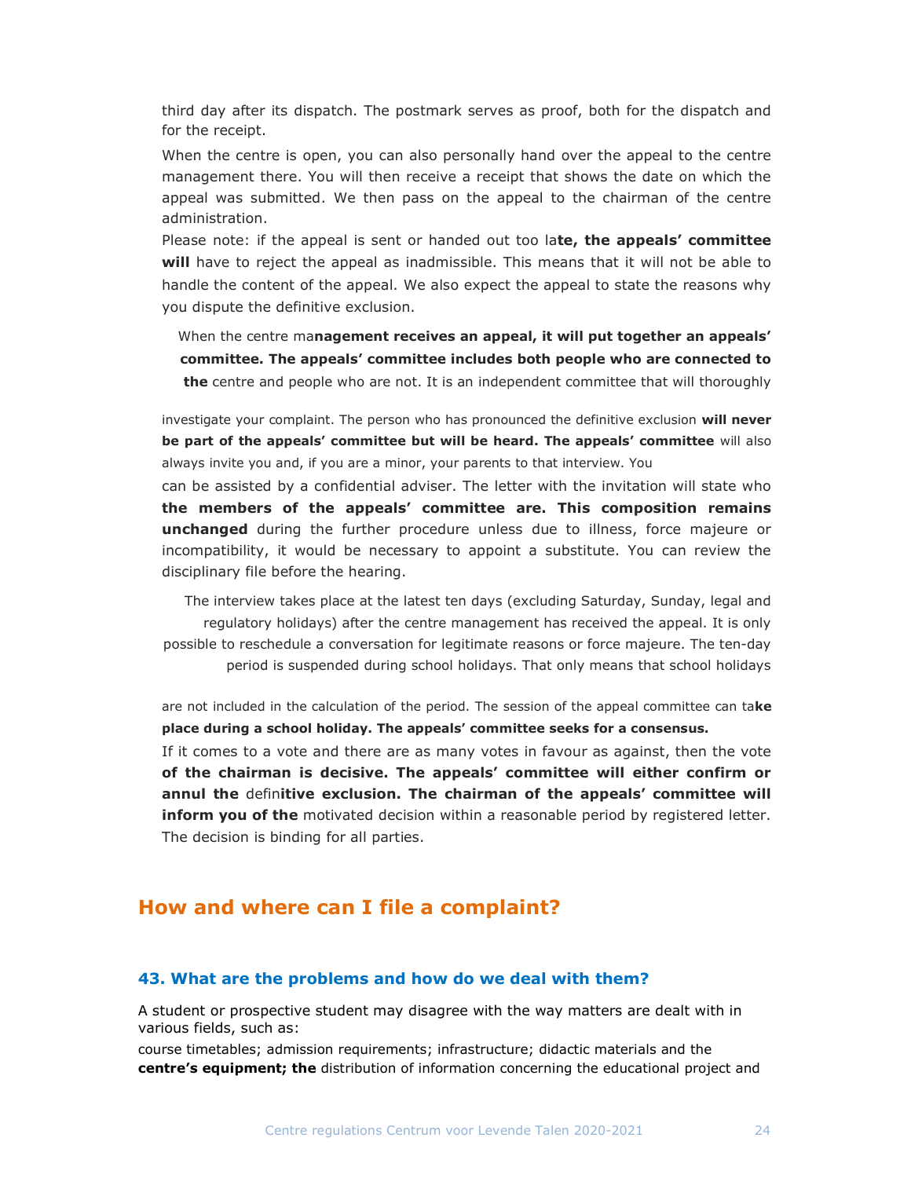third day after its dispatch. The postmark serves as proof, both for the dispatch and for the receipt.

When the centre is open, you can also personally hand over the appeal to the centre management there. You will then receive a receipt that shows the date on which the appeal was submitted. We then pass on the appeal to the chairman of the centre administration.

Please note: if the appeal is sent or handed out too late, the appeals' committee will have to reject the appeal as inadmissible. This means that it will not be able to handle the content of the appeal. We also expect the appeal to state the reasons why you dispute the definitive exclusion.

When the centre management receives an appeal, it will put together an appeals' committee. The appeals' committee includes both people who are connected to the centre and people who are not. It is an independent committee that will thoroughly investigate your complaint. The person who has pronounced the definitive exclusion will never be part of the appeals' committee but will be heard. The appeals' committee will also always invite you and, if you are a minor, your parents to that interview. You can be assisted by a confidential adviser. The letter with the invitation will state who the members of the appeals' committee are. This composition remains unchanged during the further procedure unless due to illness, force majeure or incompatibility, it would be necessary to appoint a substitute. You can review the disciplinary file before the hearing.

The interview takes place at the latest ten days (excluding Saturday, Sunday, legal and regulatory holidays) after the centre management has received the appeal. It is only possible to reschedule a conversation for legitimate reasons or force majeure. The ten-day period is suspended during school holidays. That only means that school holidays are not included in the calculation of the period. The session of the appeal committee can take place during a school holiday. The appeals' committee seeks for a consensus.

If it comes to a vote and there are as many votes in favour as against, then the vote of the chairman is decisive. The appeals' committee will either confirm or annul the definitive exclusion. The chairman of the appeals' committee will inform you of the motivated decision within a reasonable period by registered letter. The decision is binding for all parties.

## How and where can I file a complaint?

### 43. What are the problems and how do we deal with them?

A student or prospective student may disagree with the way matters are dealt with in various fields, such as:

course timetables; admission requirements; infrastructure; didactic materials and the centre's equipment; the distribution of information concerning the educational project and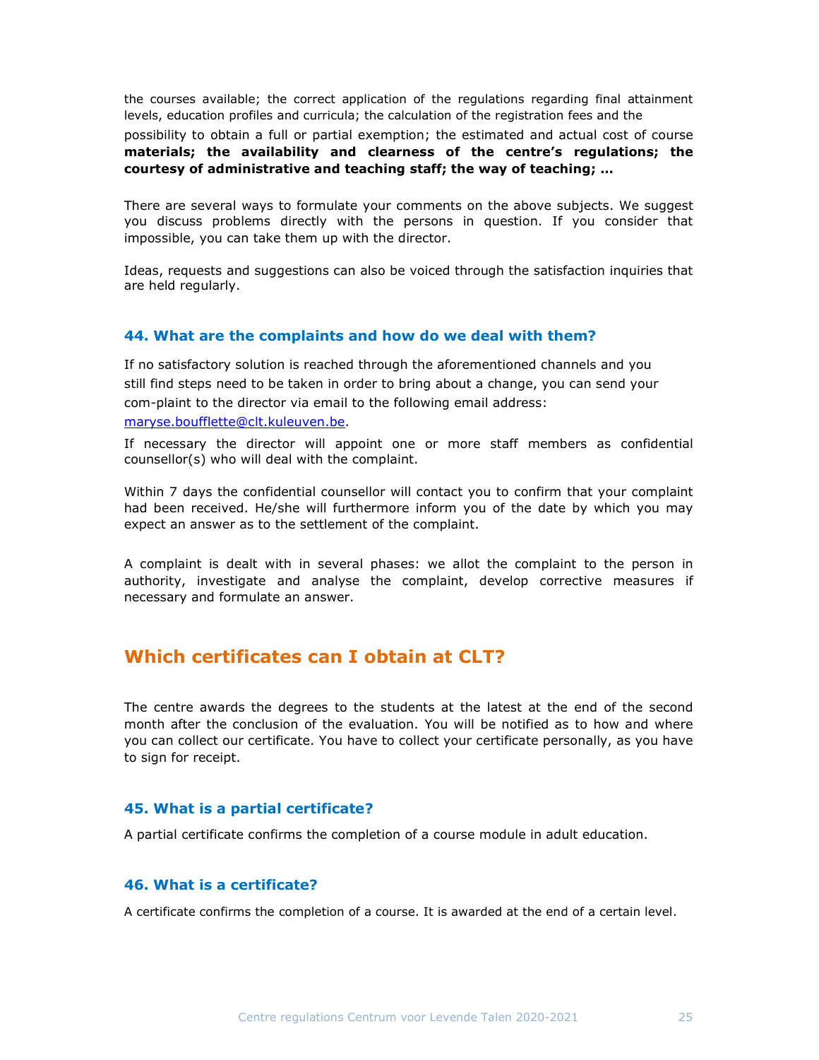the courses available; the correct application of the regulations regarding final attainment levels, education profiles and curricula; the calculation of the registration fees and the possibility to obtain a full or partial exemption; the estimated and actual cost of course **materials; the availability and clearness of the centre's regulations; the courtesy of administrative and teaching staff; the way of teaching; …**

There are several ways to formulate your comments on the above subjects. We suggest you discuss problems directly with the persons in question. If you consider that impossible, you can take them up with the director.

Ideas, requests and suggestions can also be voiced through the satisfaction inquiries that are held regularly.

### 44. What are the complaints and how do we deal with them?

If no satisfactory solution is reached through the aforementioned channels and you still find steps need to be taken in order to bring about a change, you can send your com-plaint to the director via email to the following email address: maryse.boufflette@clt.kuleuven.be.

If necessary the director will appoint one or more staff members as confidential counsellor(s) who will deal with the complaint.

Within 7 days the confidential counsellor will contact you to confirm that your complaint had been received. He/she will furthermore inform you of the date by which you may expect an answer as to the settlement of the complaint.

A complaint is dealt with in several phases: we allot the complaint to the person in authority, investigate and analyse the complaint, develop corrective measures if necessary and formulate an answer.

## Which certificates can I obtain at CLT?

The centre awards the degrees to the students at the latest at the end of the second month after the conclusion of the evaluation. You will be notified as to how and where you can collect our certificate. You have to collect your certificate personally, as you have to sign for receipt.

### 45. What is a partial certificate?

A partial certificate confirms the completion of a course module in adult education.

### 46. What is a certificate?

A certificate confirms the completion of a course. It is awarded at the end of a certain level.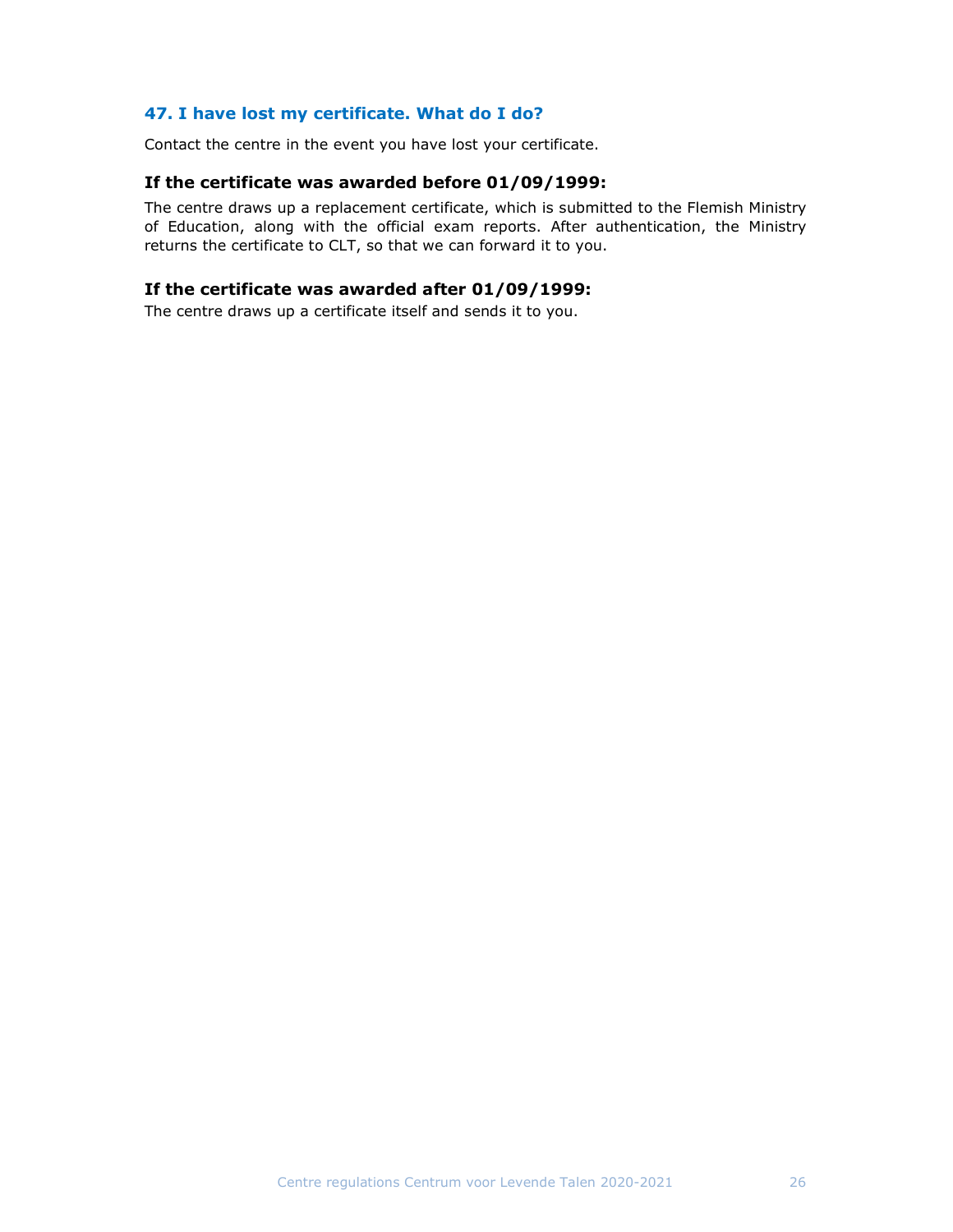### 47. I have lost my certificate. What do I do?

Contact the centre in the event you have lost your certificate.

#### If the certificate was awarded before 01/09/1999:

The centre draws up a replacement certificate, which is submitted to the Flemish Ministry of Education, along with the official exam reports. After authentication, the Ministry returns the certificate to CLT, so that we can forward it to you.

#### If the certificate was awarded after 01/09/1999:

The centre draws up a certificate itself and sends it to you.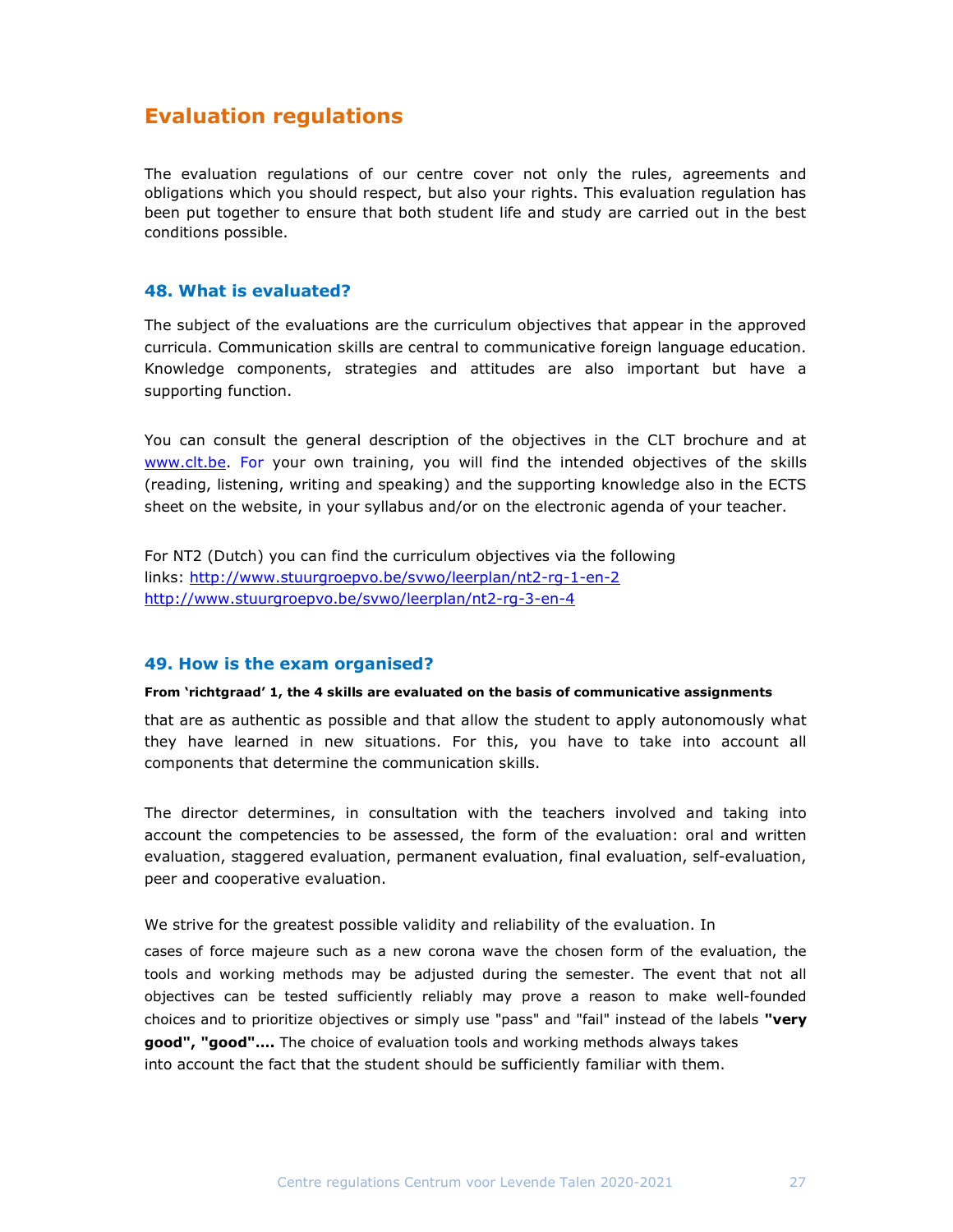# Evaluation regulations

The evaluation regulations of our centre cover not only the rules, agreements and obligations which you should respect, but also your rights. This evaluation regulation has been put together to ensure that both student life and study are carried out in the best conditions possible.

## 48. What is evaluated?

The subject of the evaluations are the curriculum objectives that appear in the approved curricula. Communication skills are central to communicative foreign language education. Knowledge components, strategies and attitudes are also important but have a supporting function.

You can consult the general description of the objectives in the CLT brochure and at [www.clt.be](www.clt.be). For your own training, you will find the intended objectives of the skills (reading, listening, writing and speaking) and the supporting knowledge also in the ECTS sheet on the website, in your syllabus and/or on the electronic agenda of your teacher.

For NT2 (Dutch) you can find the curriculum objectives via the following links: [http://www.stuurgroepvo.be/svwo/leerplan/nt2-rg-1-en-2](http://www.stuurgroepvo.be/svwo/leerplan/nt2-rg-1-en-2)
[http://www.stuurgroepvo.be/svwo/leerplan/nt2-rg-3-en-4](http://www.stuurgroepvo.be/svwo/leerplan/nt2-rg-3-en-4)

## 49. How is the exam organised?

**From 'richtgraad' 1, the 4 skills are evaluated on the basis of communicative assignments** that are as authentic as possible and that allow the student to apply autonomously what they have learned in new situations. For this, you have to take into account all components that determine the communication skills.

The director determines, in consultation with the teachers involved and taking into account the competencies to be assessed, the form of the evaluation: oral and written evaluation, staggered evaluation, permanent evaluation, final evaluation, self-evaluation, peer and cooperative evaluation.

We strive for the greatest possible validity and reliability of the evaluation. In cases of force majeure such as a new corona wave the chosen form of the evaluation, the tools and working methods may be adjusted during the semester. The event that not all objectives can be tested sufficiently reliably may prove a reason to make well-founded choices and to prioritize objectives or simply use "pass" and "fail" instead of the labels **"very good", "good"....** The choice of evaluation tools and working methods always takes into account the fact that the student should be sufficiently familiar with them.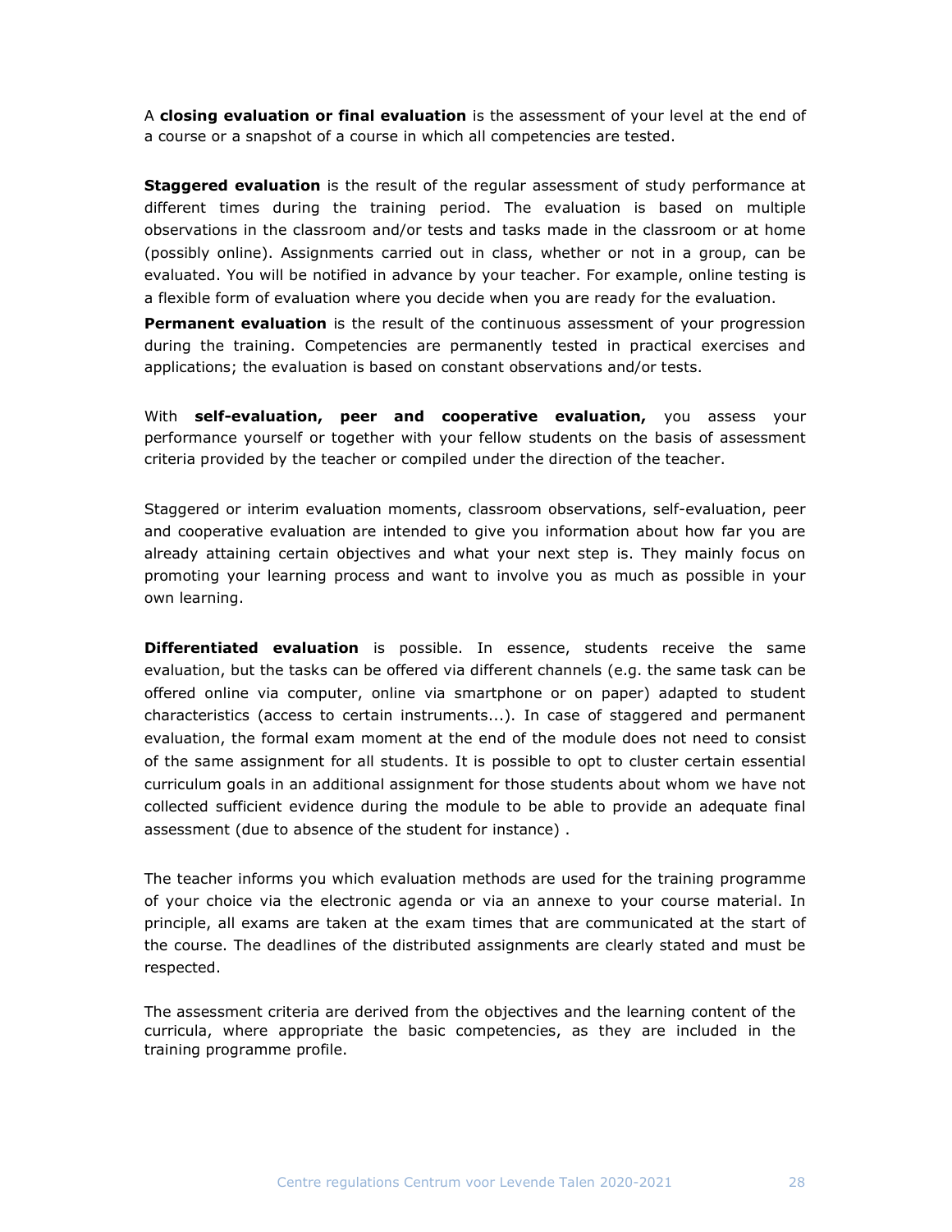A **closing evaluation or final evaluation** is the assessment of your level at the end of a course or a snapshot of a course in which all competencies are tested.

**Staggered evaluation** is the result of the regular assessment of study performance at different times during the training period. The evaluation is based on multiple observations in the classroom and/or tests and tasks made in the classroom or at home (possibly online). Assignments carried out in class, whether or not in a group, can be evaluated. You will be notified in advance by your teacher. For example, online testing is a flexible form of evaluation where you decide when you are ready for the evaluation.

**Permanent evaluation** is the result of the continuous assessment of your progression during the training. Competencies are permanently tested in practical exercises and applications; the evaluation is based on constant observations and/or tests.

With **self-evaluation, peer and cooperative evaluation,** you assess your performance yourself or together with your fellow students on the basis of assessment criteria provided by the teacher or compiled under the direction of the teacher.

Staggered or interim evaluation moments, classroom observations, self-evaluation, peer and cooperative evaluation are intended to give you information about how far you are already attaining certain objectives and what your next step is. They mainly focus on promoting your learning process and want to involve you as much as possible in your own learning.

**Differentiated evaluation** is possible. In essence, students receive the same evaluation, but the tasks can be offered via different channels (e.g. the same task can be offered online via computer, online via smartphone or on paper) adapted to student characteristics (access to certain instruments...). In case of staggered and permanent evaluation, the formal exam moment at the end of the module does not need to consist of the same assignment for all students. It is possible to opt to cluster certain essential curriculum goals in an additional assignment for those students about whom we have not collected sufficient evidence during the module to be able to provide an adequate final assessment (due to absence of the student for instance) .

The teacher informs you which evaluation methods are used for the training programme of your choice via the electronic agenda or via an annexe to your course material. In principle, all exams are taken at the exam times that are communicated at the start of the course. The deadlines of the distributed assignments are clearly stated and must be respected.

The assessment criteria are derived from the objectives and the learning content of the curricula, where appropriate the basic competencies, as they are included in the training programme profile.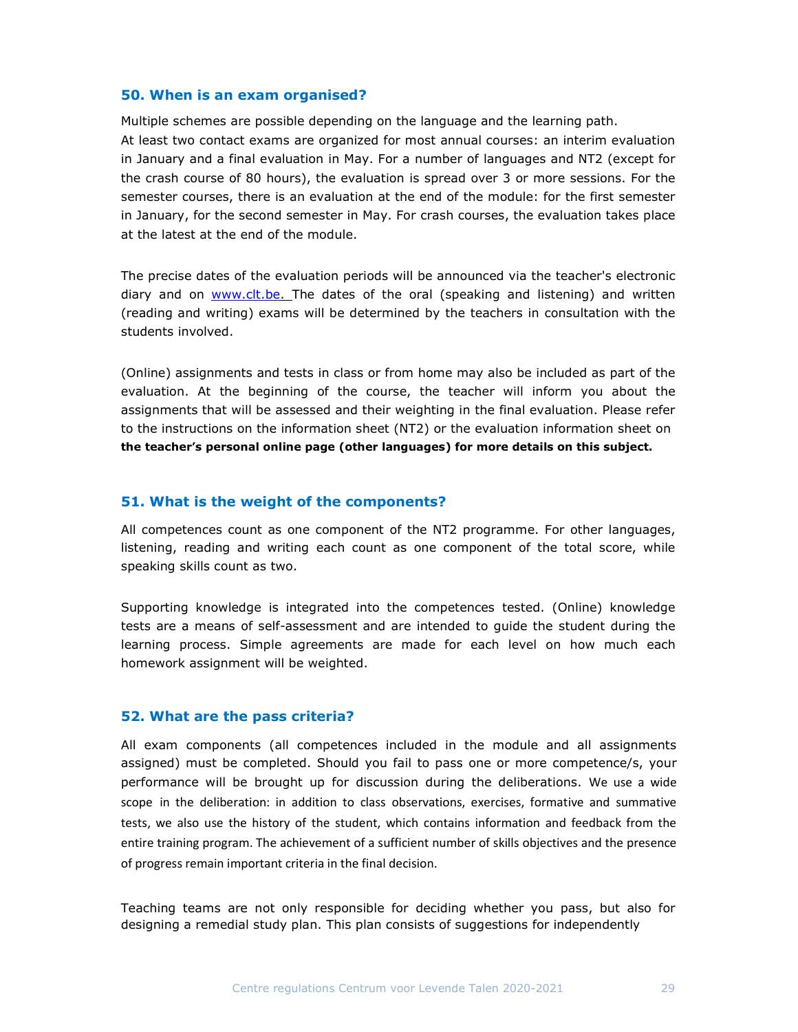### 50. When is an exam organised?

Multiple schemes are possible depending on the language and the learning path.
At least two contact exams are organized for most annual courses: an interim evaluation in January and a final evaluation in May. For a number of languages and NT2 (except for the crash course of 80 hours), the evaluation is spread over 3 or more sessions. For the semester courses, there is an evaluation at the end of the module: for the first semester in January, for the second semester in May. For crash courses, the evaluation takes place at the latest at the end of the module.

The precise dates of the evaluation periods will be announced via the teacher's electronic diary and on [www.clt.be](http://www.clt.be). The dates of the oral (speaking and listening) and written (reading and writing) exams will be determined by the teachers in consultation with the students involved.

(Online) assignments and tests in class or from home may also be included as part of the evaluation. At the beginning of the course, the teacher will inform you about the assignments that will be assessed and their weighting in the final evaluation. Please refer to the instructions on the information sheet (NT2) or the evaluation information sheet on **the teacher's personal online page (other languages) for more details on this subject.**

### 51. What is the weight of the components?

All competences count as one component of the NT2 programme. For other languages, listening, reading and writing each count as one component of the total score, while speaking skills count as two.

Supporting knowledge is integrated into the competences tested. (Online) knowledge tests are a means of self-assessment and are intended to guide the student during the learning process. Simple agreements are made for each level on how much each homework assignment will be weighted.

### 52. What are the pass criteria?

All exam components (all competences included in the module and all assignments assigned) must be completed. Should you fail to pass one or more competence/s, your performance will be brought up for discussion during the deliberations. We use a wide scope in the deliberation: in addition to class observations, exercises, formative and summative tests, we also use the history of the student, which contains information and feedback from the entire training program. The achievement of a sufficient number of skills objectives and the presence of progress remain important criteria in the final decision.

Teaching teams are not only responsible for deciding whether you pass, but also for designing a remedial study plan. This plan consists of suggestions for independently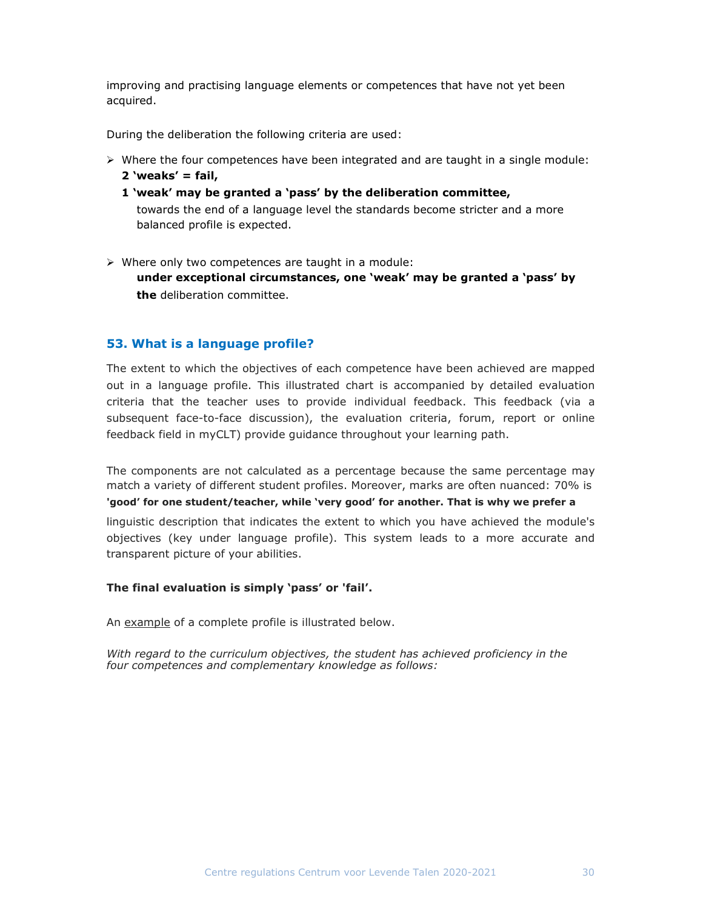improving and practising language elements or competences that have not yet been acquired.

During the deliberation the following criteria are used:

- Where the four competences have been integrated and are taught in a single module:
  **2 'weaks' = fail,**
  **1 'weak' may be granted a 'pass' by the deliberation committee,**
  towards the end of a language level the standards become stricter and a more balanced profile is expected.

- Where only two competences are taught in a module:
  **under exceptional circumstances, one 'weak' may be granted a 'pass' by the** deliberation committee.

## 53. What is a language profile?

The extent to which the objectives of each competence have been achieved are mapped out in a language profile. This illustrated chart is accompanied by detailed evaluation criteria that the teacher uses to provide individual feedback. This feedback (via a subsequent face-to-face discussion), the evaluation criteria, forum, report or online feedback field in myCLT) provide guidance throughout your learning path.

The components are not calculated as a percentage because the same percentage may match a variety of different student profiles. Moreover, marks are often nuanced: 70% is **'good' for one student/teacher, while 'very good' for another. That is why we prefer a** linguistic description that indicates the extent to which you have achieved the module's objectives (key under language profile). This system leads to a more accurate and transparent picture of your abilities.

**The final evaluation is simply 'pass' or 'fail'.**

An example of a complete profile is illustrated below.

*With regard to the curriculum objectives, the student has achieved proficiency in the four competences and complementary knowledge as follows:*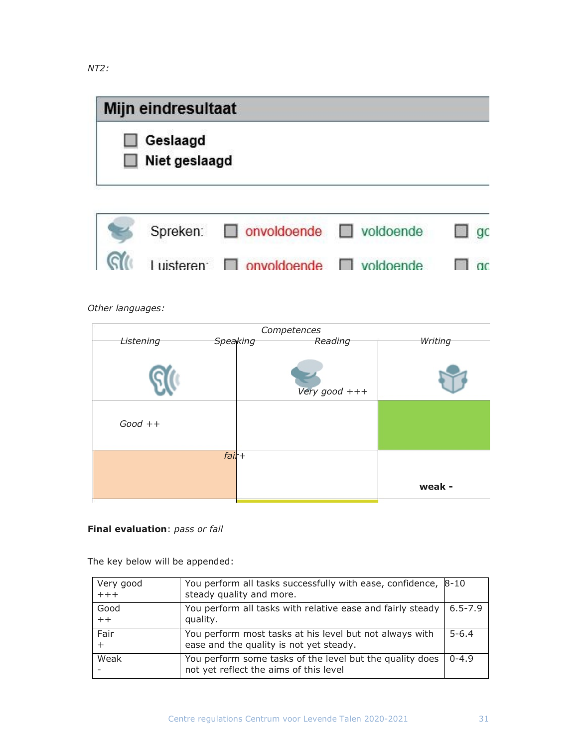*NT2:*

**Mijn eindresultaat**

- ☐ Geslaagd
- ☐ Niet geslaagd

| | | | |
|---|---|---|---|
| Spreken: | ☐ onvoldoende | ☐ voldoende | ☐ go |
| Luisteren: | ☐ onvoldoende | ☐ voldoende | ☐ go |

*Other languages:*

| Competences | | | |
|---|---|---|---|
| *Listening* | *Speaking* | *Reading* | *Writing* |
| | | *Very good +++* | |
| *Good ++* | | | |
| *fair+* | | | **weak -** |

**Final evaluation**: *pass or fail*

The key below will be appended:

| | | |
|---|---|---|
| Very good +++ | You perform all tasks successfully with ease, confidence, steady quality and more. | 8-10 |
| Good ++ | You perform all tasks with relative ease and fairly steady quality. | 6.5-7.9 |
| Fair + | You perform most tasks at his level but not always with ease and the quality is not yet steady. | 5-6.4 |
| Weak - | You perform some tasks of the level but the quality does not yet reflect the aims of this level | 0-4.9 |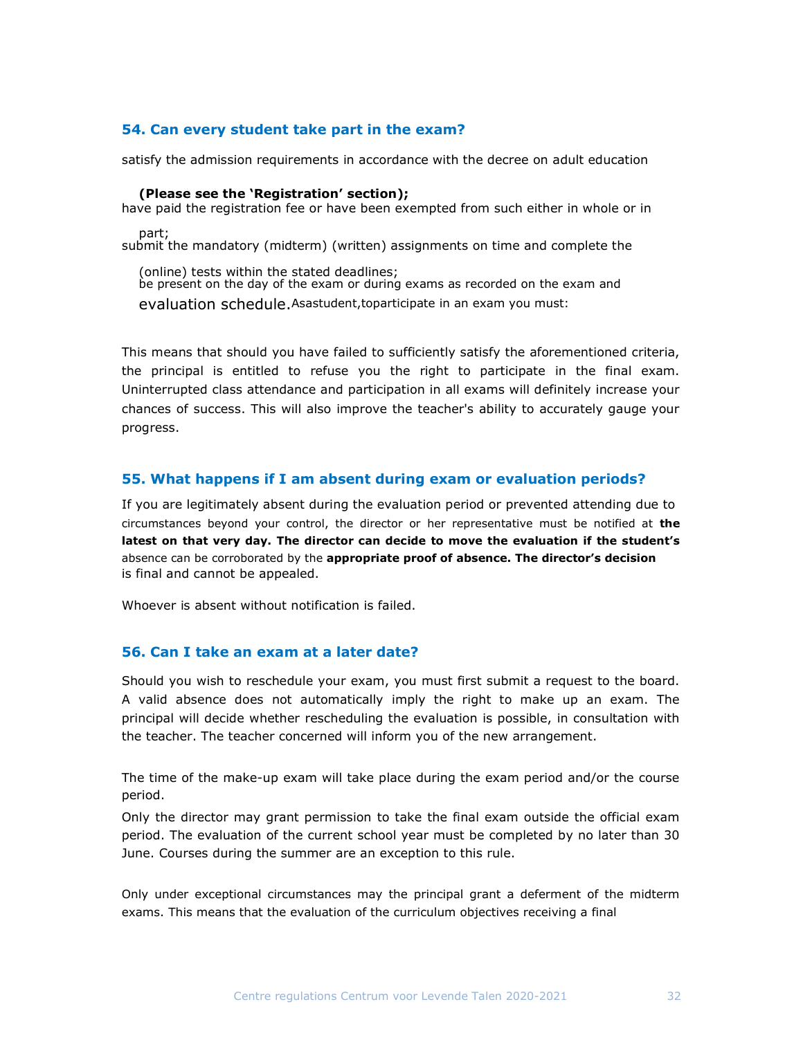### 54. Can every student take part in the exam?

As a student, to participate in an exam you must:

- satisfy the admission requirements in accordance with the decree on adult education **(Please see the 'Registration' section);**
- have paid the registration fee or have been exempted from such either in whole or in part;
- submit the mandatory (midterm) (written) assignments on time and complete the (online) tests within the stated deadlines;
- be present on the day of the exam or during exams as recorded on the exam and evaluation schedule.

This means that should you have failed to sufficiently satisfy the aforementioned criteria, the principal is entitled to refuse you the right to participate in the final exam. Uninterrupted class attendance and participation in all exams will definitely increase your chances of success. This will also improve the teacher's ability to accurately gauge your progress.

### 55. What happens if I am absent during exam or evaluation periods?

If you are legitimately absent during the evaluation period or prevented attending due to circumstances beyond your control, the director or her representative must be notified at **the latest on that very day. The director can decide to move the evaluation if the student's** absence can be corroborated by the **appropriate proof of absence. The director's decision** is final and cannot be appealed.

Whoever is absent without notification is failed.

### 56. Can I take an exam at a later date?

Should you wish to reschedule your exam, you must first submit a request to the board. A valid absence does not automatically imply the right to make up an exam. The principal will decide whether rescheduling the evaluation is possible, in consultation with the teacher. The teacher concerned will inform you of the new arrangement.

The time of the make-up exam will take place during the exam period and/or the course period.

Only the director may grant permission to take the final exam outside the official exam period. The evaluation of the current school year must be completed by no later than 30 June. Courses during the summer are an exception to this rule.

Only under exceptional circumstances may the principal grant a deferment of the midterm exams. This means that the evaluation of the curriculum objectives receiving a final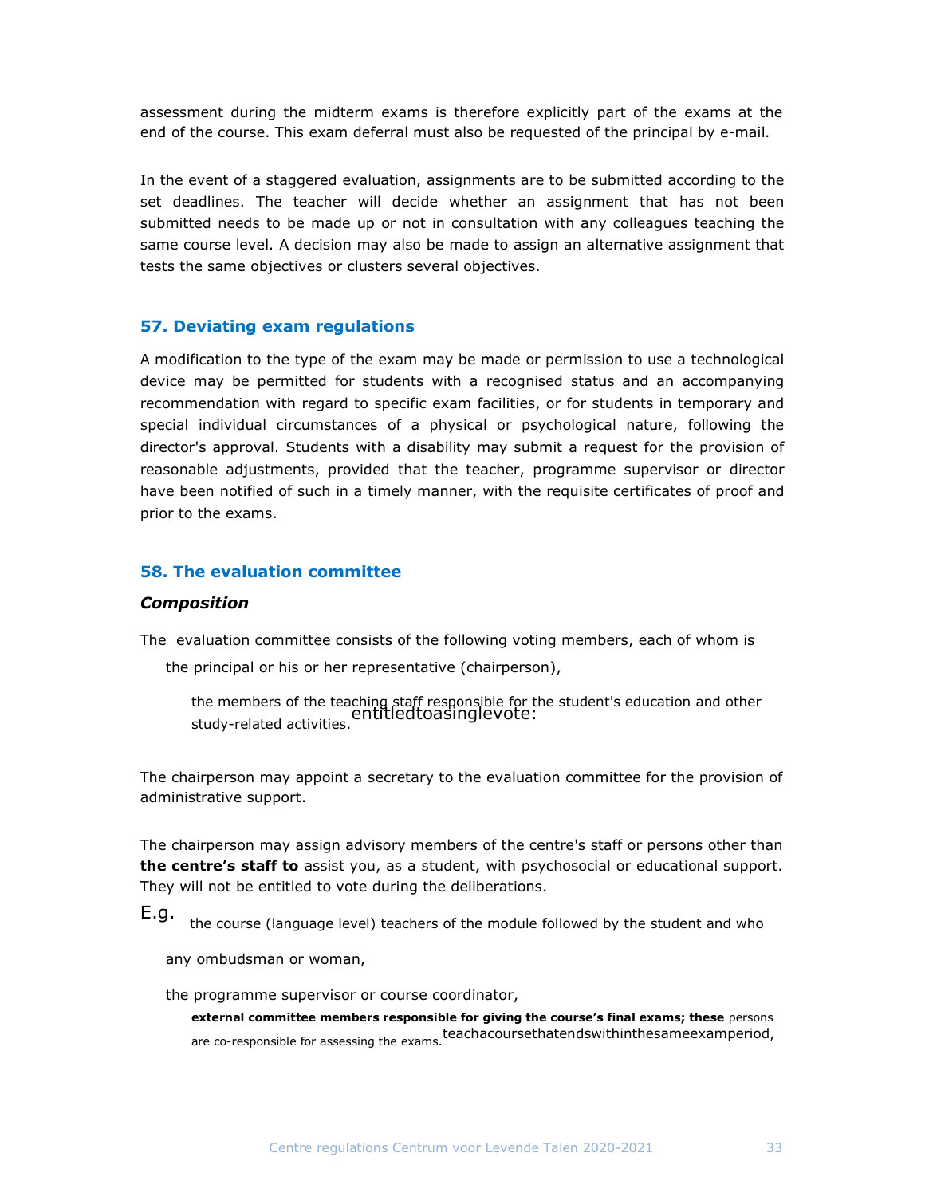assessment during the midterm exams is therefore explicitly part of the exams at the end of the course. This exam deferral must also be requested of the principal by e-mail.

In the event of a staggered evaluation, assignments are to be submitted according to the set deadlines. The teacher will decide whether an assignment that has not been submitted needs to be made up or not in consultation with any colleagues teaching the same course level. A decision may also be made to assign an alternative assignment that tests the same objectives or clusters several objectives.

## 57. Deviating exam regulations

A modification to the type of the exam may be made or permission to use a technological device may be permitted for students with a recognised status and an accompanying recommendation with regard to specific exam facilities, or for students in temporary and special individual circumstances of a physical or psychological nature, following the director's approval. Students with a disability may submit a request for the provision of reasonable adjustments, provided that the teacher, programme supervisor or director have been notified of such in a timely manner, with the requisite certificates of proof and prior to the exams.

## 58. The evaluation committee

### *Composition*

The evaluation committee consists of the following voting members, each of whom is entitled to a single vote:

- the principal or his or her representative (chairperson),
- the members of the teaching staff responsible for the student's education and other study-related activities.

The chairperson may appoint a secretary to the evaluation committee for the provision of administrative support.

The chairperson may assign advisory members of the centre's staff or persons other than **the centre's staff to** assist you, as a student, with psychosocial or educational support. They will not be entitled to vote during the deliberations.

E.g.

- the course (language level) teachers of the module followed by the student and who teach a course that ends within the same exam period,
- any ombudsman or woman,
- the programme supervisor or course coordinator,
- **external committee members responsible for giving the course's final exams; these** persons are co-responsible for assessing the exams.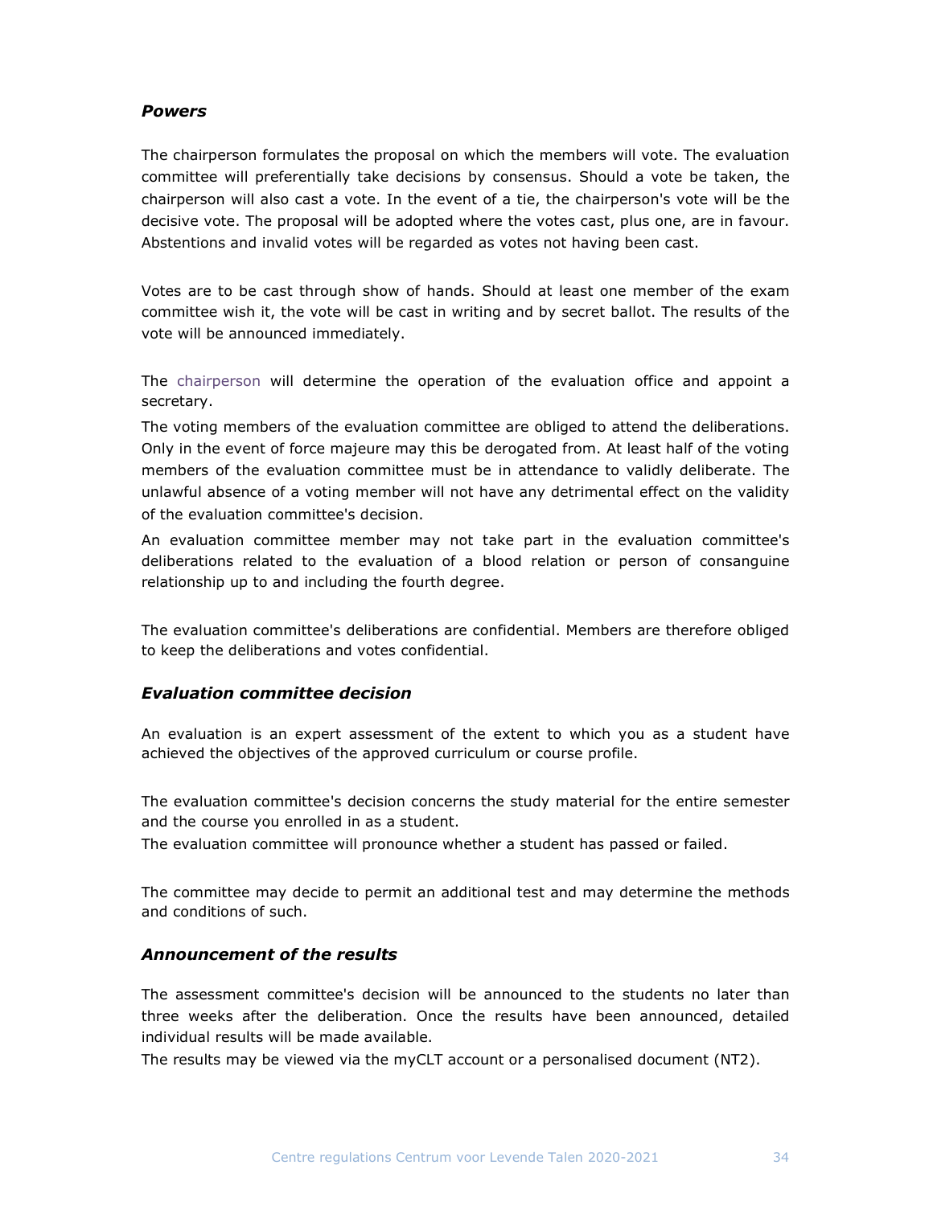### *Powers*

The chairperson formulates the proposal on which the members will vote. The evaluation committee will preferentially take decisions by consensus. Should a vote be taken, the chairperson will also cast a vote. In the event of a tie, the chairperson's vote will be the decisive vote. The proposal will be adopted where the votes cast, plus one, are in favour. Abstentions and invalid votes will be regarded as votes not having been cast.

Votes are to be cast through show of hands. Should at least one member of the exam committee wish it, the vote will be cast in writing and by secret ballot. The results of the vote will be announced immediately.

The chairperson will determine the operation of the evaluation office and appoint a secretary.

The voting members of the evaluation committee are obliged to attend the deliberations. Only in the event of force majeure may this be derogated from. At least half of the voting members of the evaluation committee must be in attendance to validly deliberate. The unlawful absence of a voting member will not have any detrimental effect on the validity of the evaluation committee's decision.

An evaluation committee member may not take part in the evaluation committee's deliberations related to the evaluation of a blood relation or person of consanguine relationship up to and including the fourth degree.

The evaluation committee's deliberations are confidential. Members are therefore obliged to keep the deliberations and votes confidential.

### *Evaluation committee decision*

An evaluation is an expert assessment of the extent to which you as a student have achieved the objectives of the approved curriculum or course profile.

The evaluation committee's decision concerns the study material for the entire semester and the course you enrolled in as a student.

The evaluation committee will pronounce whether a student has passed or failed.

The committee may decide to permit an additional test and may determine the methods and conditions of such.

### *Announcement of the results*

The assessment committee's decision will be announced to the students no later than three weeks after the deliberation. Once the results have been announced, detailed individual results will be made available.

The results may be viewed via the myCLT account or a personalised document (NT2).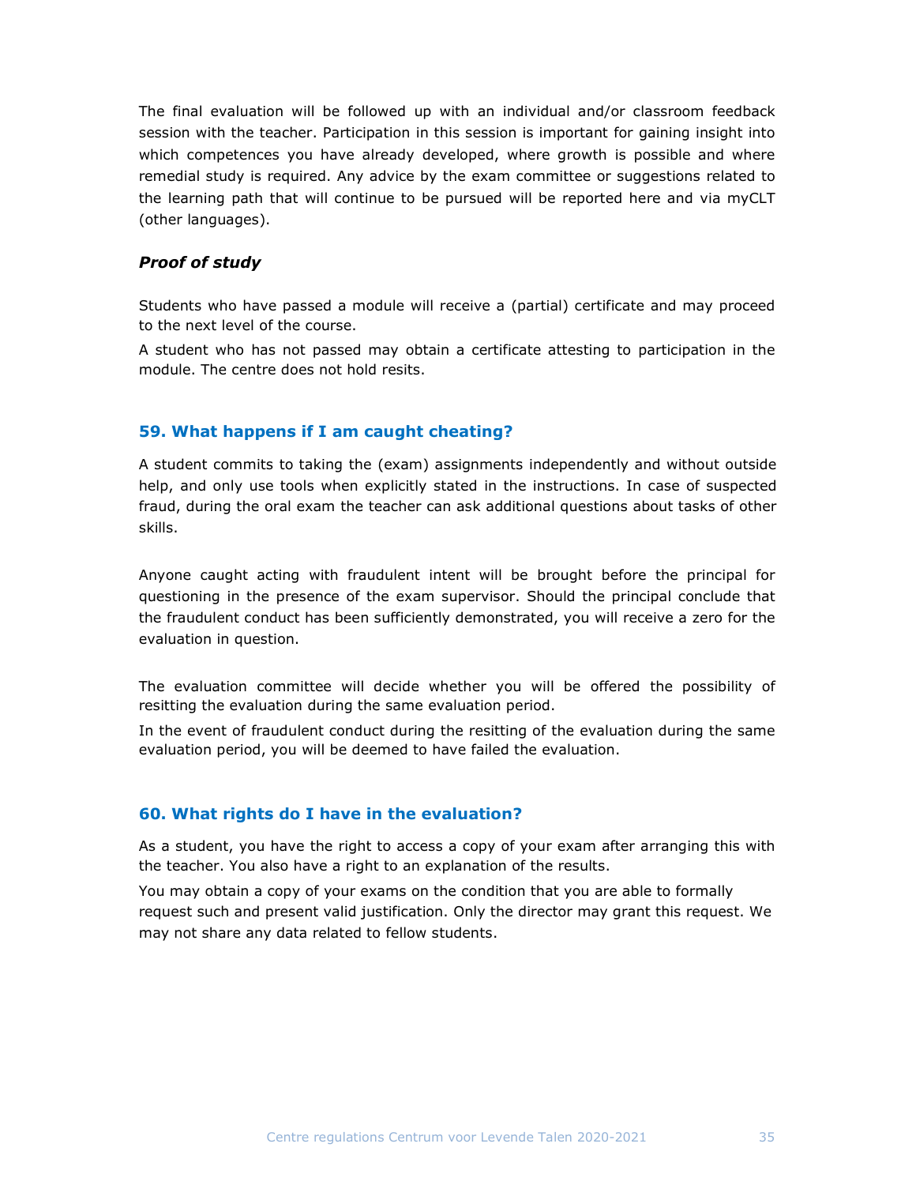The final evaluation will be followed up with an individual and/or classroom feedback session with the teacher. Participation in this session is important for gaining insight into which competences you have already developed, where growth is possible and where remedial study is required. Any advice by the exam committee or suggestions related to the learning path that will continue to be pursued will be reported here and via myCLT (other languages).

### *Proof of study*

Students who have passed a module will receive a (partial) certificate and may proceed to the next level of the course.

A student who has not passed may obtain a certificate attesting to participation in the module. The centre does not hold resits.

## 59. What happens if I am caught cheating?

A student commits to taking the (exam) assignments independently and without outside help, and only use tools when explicitly stated in the instructions. In case of suspected fraud, during the oral exam the teacher can ask additional questions about tasks of other skills.

Anyone caught acting with fraudulent intent will be brought before the principal for questioning in the presence of the exam supervisor. Should the principal conclude that the fraudulent conduct has been sufficiently demonstrated, you will receive a zero for the evaluation in question.

The evaluation committee will decide whether you will be offered the possibility of resitting the evaluation during the same evaluation period.

In the event of fraudulent conduct during the resitting of the evaluation during the same evaluation period, you will be deemed to have failed the evaluation.

## 60. What rights do I have in the evaluation?

As a student, you have the right to access a copy of your exam after arranging this with the teacher. You also have a right to an explanation of the results.

You may obtain a copy of your exams on the condition that you are able to formally request such and present valid justification. Only the director may grant this request. We may not share any data related to fellow students.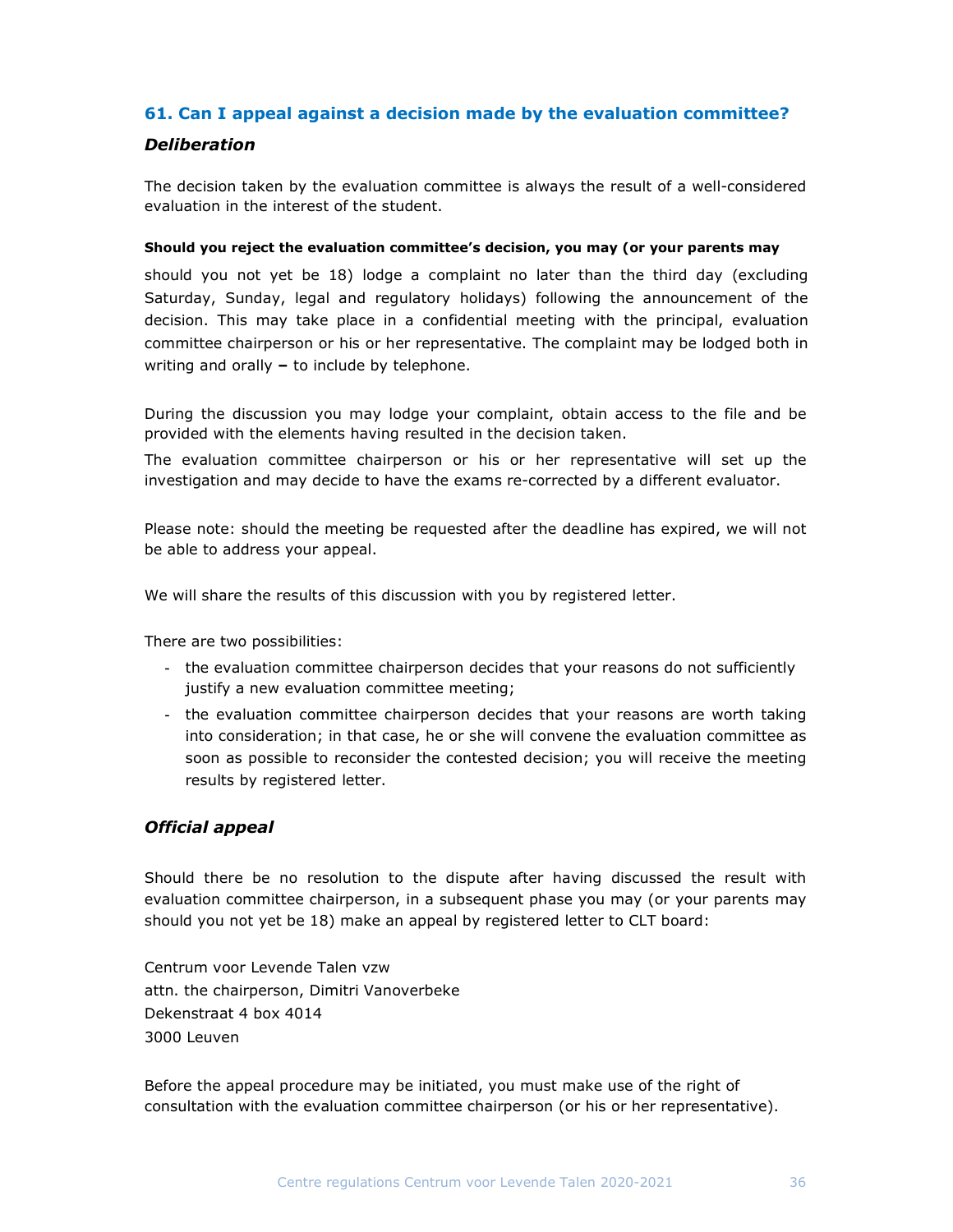## 61. Can I appeal against a decision made by the evaluation committee?

### *Deliberation*

The decision taken by the evaluation committee is always the result of a well-considered evaluation in the interest of the student.

**Should you reject the evaluation committee's decision, you may (or your parents may** should you not yet be 18) lodge a complaint no later than the third day (excluding Saturday, Sunday, legal and regulatory holidays) following the announcement of the decision. This may take place in a confidential meeting with the principal, evaluation committee chairperson or his or her representative. The complaint may be lodged both in writing and orally **–** to include by telephone.

During the discussion you may lodge your complaint, obtain access to the file and be provided with the elements having resulted in the decision taken.

The evaluation committee chairperson or his or her representative will set up the investigation and may decide to have the exams re-corrected by a different evaluator.

Please note: should the meeting be requested after the deadline has expired, we will not be able to address your appeal.

We will share the results of this discussion with you by registered letter.

There are two possibilities:

- the evaluation committee chairperson decides that your reasons do not sufficiently justify a new evaluation committee meeting;
- the evaluation committee chairperson decides that your reasons are worth taking into consideration; in that case, he or she will convene the evaluation committee as soon as possible to reconsider the contested decision; you will receive the meeting results by registered letter.

### *Official appeal*

Should there be no resolution to the dispute after having discussed the result with evaluation committee chairperson, in a subsequent phase you may (or your parents may should you not yet be 18) make an appeal by registered letter to CLT board:

Centrum voor Levende Talen vzw
attn. the chairperson, Dimitri Vanoverbeke
Dekenstraat 4 box 4014
3000 Leuven

Before the appeal procedure may be initiated, you must make use of the right of consultation with the evaluation committee chairperson (or his or her representative).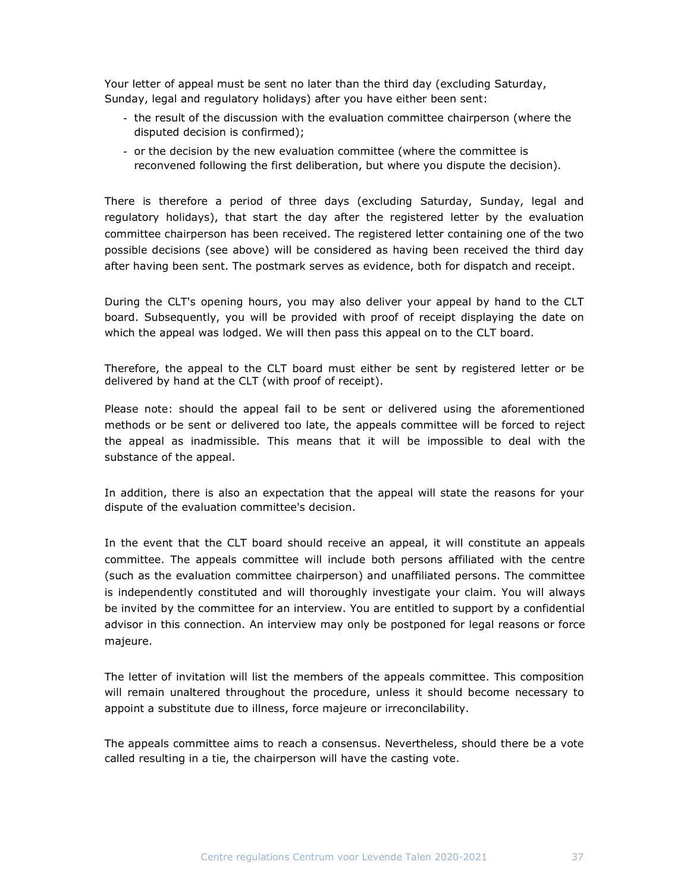Your letter of appeal must be sent no later than the third day (excluding Saturday, Sunday, legal and regulatory holidays) after you have either been sent:

- the result of the discussion with the evaluation committee chairperson (where the disputed decision is confirmed);
- or the decision by the new evaluation committee (where the committee is reconvened following the first deliberation, but where you dispute the decision).

There is therefore a period of three days (excluding Saturday, Sunday, legal and regulatory holidays), that start the day after the registered letter by the evaluation committee chairperson has been received. The registered letter containing one of the two possible decisions (see above) will be considered as having been received the third day after having been sent. The postmark serves as evidence, both for dispatch and receipt.

During the CLT's opening hours, you may also deliver your appeal by hand to the CLT board. Subsequently, you will be provided with proof of receipt displaying the date on which the appeal was lodged. We will then pass this appeal on to the CLT board.

Therefore, the appeal to the CLT board must either be sent by registered letter or be delivered by hand at the CLT (with proof of receipt).

Please note: should the appeal fail to be sent or delivered using the aforementioned methods or be sent or delivered too late, the appeals committee will be forced to reject the appeal as inadmissible. This means that it will be impossible to deal with the substance of the appeal.

In addition, there is also an expectation that the appeal will state the reasons for your dispute of the evaluation committee's decision.

In the event that the CLT board should receive an appeal, it will constitute an appeals committee. The appeals committee will include both persons affiliated with the centre (such as the evaluation committee chairperson) and unaffiliated persons. The committee is independently constituted and will thoroughly investigate your claim. You will always be invited by the committee for an interview. You are entitled to support by a confidential advisor in this connection. An interview may only be postponed for legal reasons or force majeure.

The letter of invitation will list the members of the appeals committee. This composition will remain unaltered throughout the procedure, unless it should become necessary to appoint a substitute due to illness, force majeure or irreconcilability.

The appeals committee aims to reach a consensus. Nevertheless, should there be a vote called resulting in a tie, the chairperson will have the casting vote.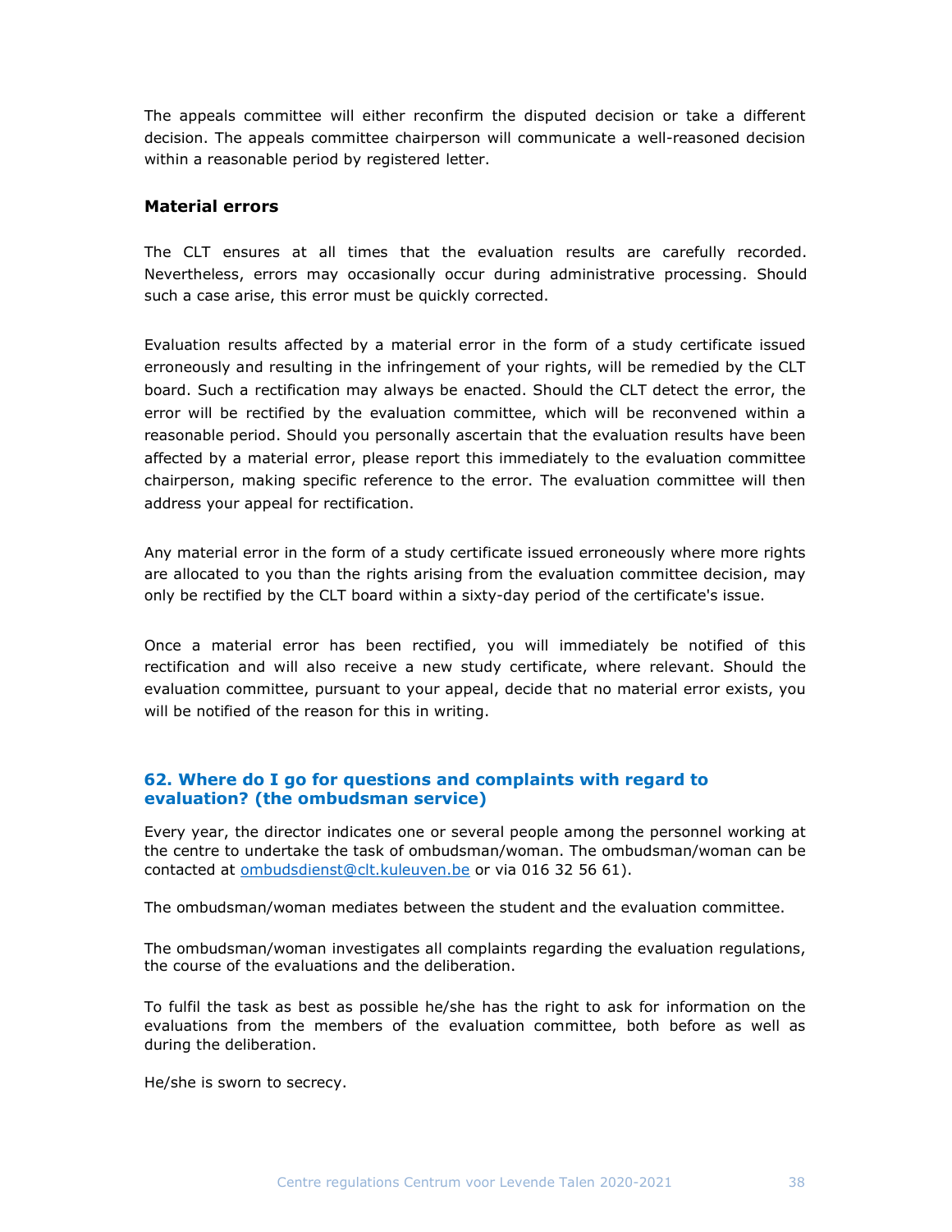The appeals committee will either reconfirm the disputed decision or take a different decision. The appeals committee chairperson will communicate a well-reasoned decision within a reasonable period by registered letter.

### Material errors

The CLT ensures at all times that the evaluation results are carefully recorded. Nevertheless, errors may occasionally occur during administrative processing. Should such a case arise, this error must be quickly corrected.

Evaluation results affected by a material error in the form of a study certificate issued erroneously and resulting in the infringement of your rights, will be remedied by the CLT board. Such a rectification may always be enacted. Should the CLT detect the error, the error will be rectified by the evaluation committee, which will be reconvened within a reasonable period. Should you personally ascertain that the evaluation results have been affected by a material error, please report this immediately to the evaluation committee chairperson, making specific reference to the error. The evaluation committee will then address your appeal for rectification.

Any material error in the form of a study certificate issued erroneously where more rights are allocated to you than the rights arising from the evaluation committee decision, may only be rectified by the CLT board within a sixty-day period of the certificate's issue.

Once a material error has been rectified, you will immediately be notified of this rectification and will also receive a new study certificate, where relevant. Should the evaluation committee, pursuant to your appeal, decide that no material error exists, you will be notified of the reason for this in writing.

## 62. Where do I go for questions and complaints with regard to evaluation? (the ombudsman service)

Every year, the director indicates one or several people among the personnel working at the centre to undertake the task of ombudsman/woman. The ombudsman/woman can be contacted at ombudsdienst@clt.kuleuven.be or via 016 32 56 61).

The ombudsman/woman mediates between the student and the evaluation committee.

The ombudsman/woman investigates all complaints regarding the evaluation regulations, the course of the evaluations and the deliberation.

To fulfil the task as best as possible he/she has the right to ask for information on the evaluations from the members of the evaluation committee, both before as well as during the deliberation.

He/she is sworn to secrecy.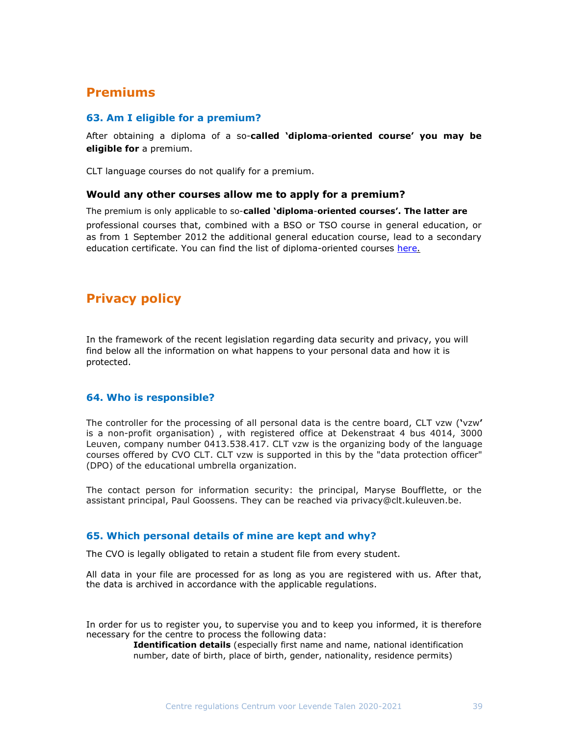## Premiums

### 63. Am I eligible for a premium?

After obtaining a diploma of a so-**called 'diploma-oriented course' you may be eligible for** a premium.

CLT language courses do not qualify for a premium.

#### Would any other courses allow me to apply for a premium?

The premium is only applicable to so-**called 'diploma-oriented courses'. The latter are** professional courses that, combined with a BSO or TSO course in general education, or as from 1 September 2012 the additional general education course, lead to a secondary education certificate. You can find the list of diploma-oriented courses [here.]()

## Privacy policy

In the framework of the recent legislation regarding data security and privacy, you will find below all the information on what happens to your personal data and how it is protected.

### 64. Who is responsible?

The controller for the processing of all personal data is the centre board, CLT vzw ('vzw' is a non-profit organisation) , with registered office at Dekenstraat 4 bus 4014, 3000 Leuven, company number 0413.538.417. CLT vzw is the organizing body of the language courses offered by CVO CLT. CLT vzw is supported in this by the "data protection officer" (DPO) of the educational umbrella organization.

The contact person for information security: the principal, Maryse Boufflette, or the assistant principal, Paul Goossens. They can be reached via privacy@clt.kuleuven.be.

### 65. Which personal details of mine are kept and why?

The CVO is legally obligated to retain a student file from every student.

All data in your file are processed for as long as you are registered with us. After that, the data is archived in accordance with the applicable regulations.

In order for us to register you, to supervise you and to keep you informed, it is therefore necessary for the centre to process the following data:

**Identification details** (especially first name and name, national identification number, date of birth, place of birth, gender, nationality, residence permits)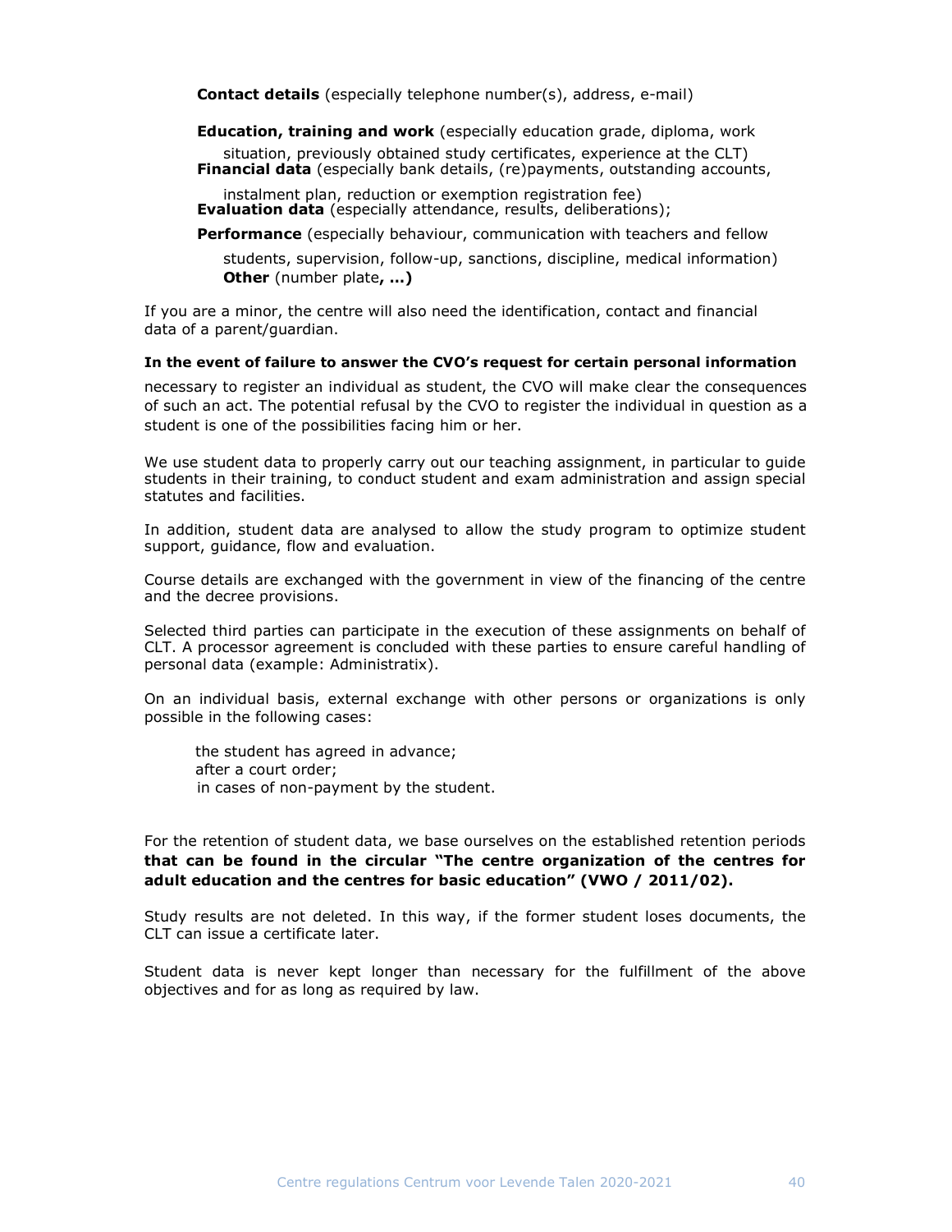**Contact details** (especially telephone number(s), address, e-mail)

**Education, training and work** (especially education grade, diploma, work situation, previously obtained study certificates, experience at the CLT)

**Financial data** (especially bank details, (re)payments, outstanding accounts, instalment plan, reduction or exemption registration fee)

**Evaluation data** (especially attendance, results, deliberations);

**Performance** (especially behaviour, communication with teachers and fellow students, supervision, follow-up, sanctions, discipline, medical information)

**Other** (number plate**, ...)**

If you are a minor, the centre will also need the identification, contact and financial data of a parent/guardian.

**In the event of failure to answer the CVO's request for certain personal information** necessary to register an individual as student, the CVO will make clear the consequences of such an act. The potential refusal by the CVO to register the individual in question as a student is one of the possibilities facing him or her.

We use student data to properly carry out our teaching assignment, in particular to guide students in their training, to conduct student and exam administration and assign special statutes and facilities.

In addition, student data are analysed to allow the study program to optimize student support, guidance, flow and evaluation.

Course details are exchanged with the government in view of the financing of the centre and the decree provisions.

Selected third parties can participate in the execution of these assignments on behalf of CLT. A processor agreement is concluded with these parties to ensure careful handling of personal data (example: Administratix).

On an individual basis, external exchange with other persons or organizations is only possible in the following cases:

- the student has agreed in advance;
- after a court order;
- in cases of non-payment by the student.

For the retention of student data, we base ourselves on the established retention periods **that can be found in the circular "The centre organization of the centres for adult education and the centres for basic education" (VWO / 2011/02).**

Study results are not deleted. In this way, if the former student loses documents, the CLT can issue a certificate later.

Student data is never kept longer than necessary for the fulfillment of the above objectives and for as long as required by law.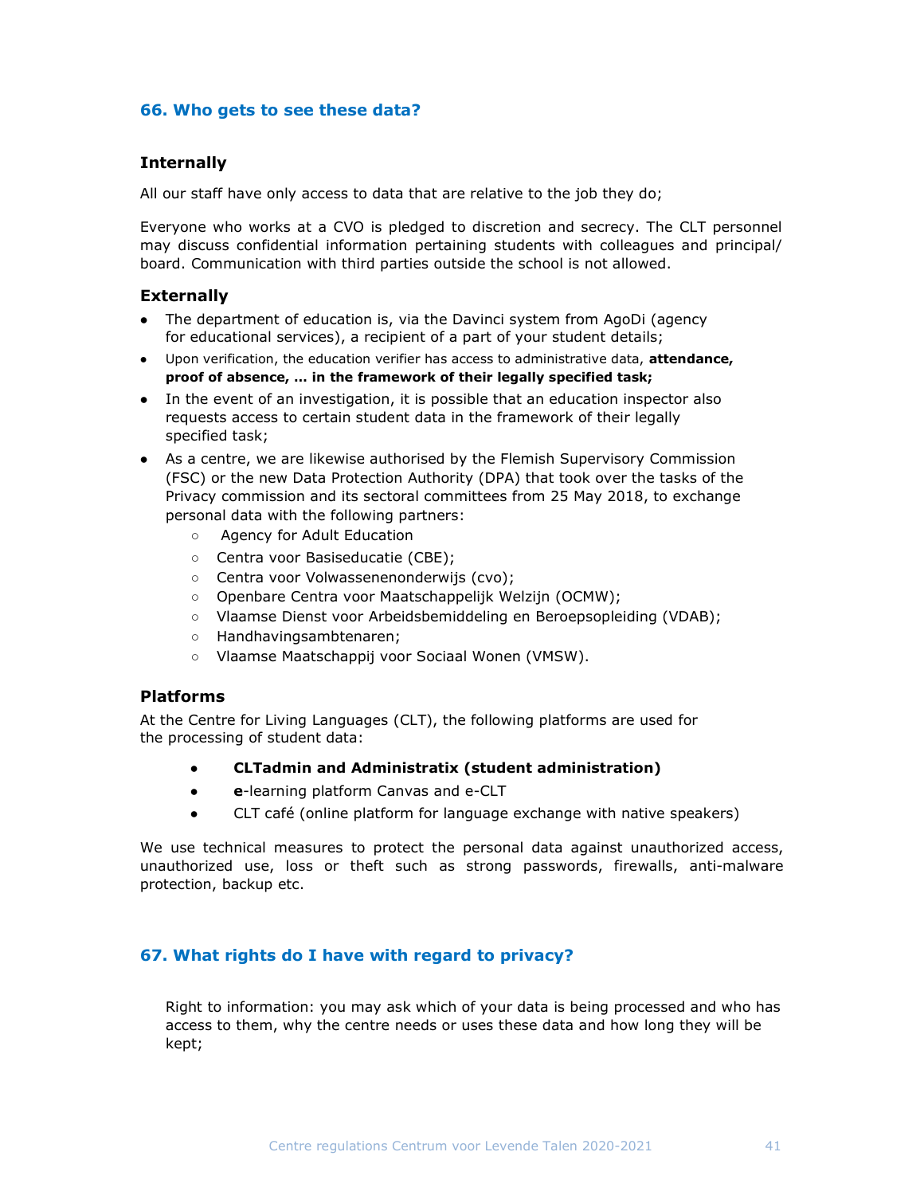## 66. Who gets to see these data?

### Internally

All our staff have only access to data that are relative to the job they do;

Everyone who works at a CVO is pledged to discretion and secrecy. The CLT personnel may discuss confidential information pertaining students with colleagues and principal/ board. Communication with third parties outside the school is not allowed.

### Externally

- The department of education is, via the Davinci system from AgoDi (agency for educational services), a recipient of a part of your student details;
- Upon verification, the education verifier has access to administrative data, **attendance, proof of absence, … in the framework of their legally specified task;**
- In the event of an investigation, it is possible that an education inspector also requests access to certain student data in the framework of their legally specified task;
- As a centre, we are likewise authorised by the Flemish Supervisory Commission (FSC) or the new Data Protection Authority (DPA) that took over the tasks of the Privacy commission and its sectoral committees from 25 May 2018, to exchange personal data with the following partners:
  - Agency for Adult Education
  - Centra voor Basiseducatie (CBE);
  - Centra voor Volwassenenonderwijs (cvo);
  - Openbare Centra voor Maatschappelijk Welzijn (OCMW);
  - Vlaamse Dienst voor Arbeidsbemiddeling en Beroepsopleiding (VDAB);
  - Handhavingsambtenaren;
  - Vlaamse Maatschappij voor Sociaal Wonen (VMSW).

### Platforms

At the Centre for Living Languages (CLT), the following platforms are used for the processing of student data:

- **CLTadmin and Administratix (student administration)**
- **e**-learning platform Canvas and e-CLT
- CLT café (online platform for language exchange with native speakers)

We use technical measures to protect the personal data against unauthorized access, unauthorized use, loss or theft such as strong passwords, firewalls, anti-malware protection, backup etc.

## 67. What rights do I have with regard to privacy?

Right to information: you may ask which of your data is being processed and who has access to them, why the centre needs or uses these data and how long they will be kept;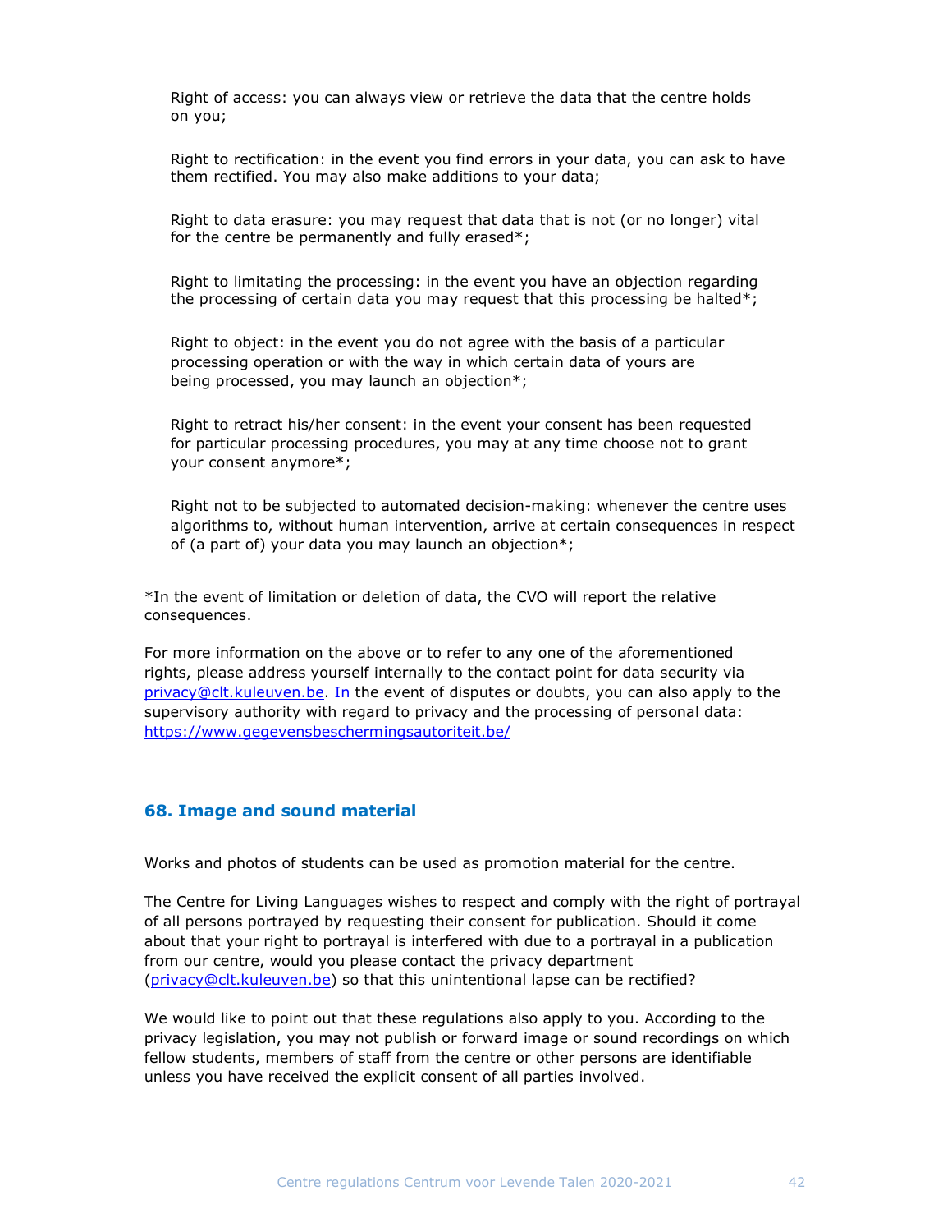Right of access: you can always view or retrieve the data that the centre holds on you;

Right to rectification: in the event you find errors in your data, you can ask to have them rectified. You may also make additions to your data;

Right to data erasure: you may request that data that is not (or no longer) vital for the centre be permanently and fully erased*;

Right to limitating the processing: in the event you have an objection regarding the processing of certain data you may request that this processing be halted*;

Right to object: in the event you do not agree with the basis of a particular processing operation or with the way in which certain data of yours are being processed, you may launch an objection*;

Right to retract his/her consent: in the event your consent has been requested for particular processing procedures, you may at any time choose not to grant your consent anymore*;

Right not to be subjected to automated decision-making: whenever the centre uses algorithms to, without human intervention, arrive at certain consequences in respect of (a part of) your data you may launch an objection*;

*In the event of limitation or deletion of data, the CVO will report the relative consequences.

For more information on the above or to refer to any one of the aforementioned rights, please address yourself internally to the contact point for data security via privacy@clt.kuleuven.be. In the event of disputes or doubts, you can also apply to the supervisory authority with regard to privacy and the processing of personal data: https://www.gegevensbeschermingsautoriteit.be/

## 68. Image and sound material

Works and photos of students can be used as promotion material for the centre.

The Centre for Living Languages wishes to respect and comply with the right of portrayal of all persons portrayed by requesting their consent for publication. Should it come about that your right to portrayal is interfered with due to a portrayal in a publication from our centre, would you please contact the privacy department (privacy@clt.kuleuven.be) so that this unintentional lapse can be rectified?

We would like to point out that these regulations also apply to you. According to the privacy legislation, you may not publish or forward image or sound recordings on which fellow students, members of staff from the centre or other persons are identifiable unless you have received the explicit consent of all parties involved.